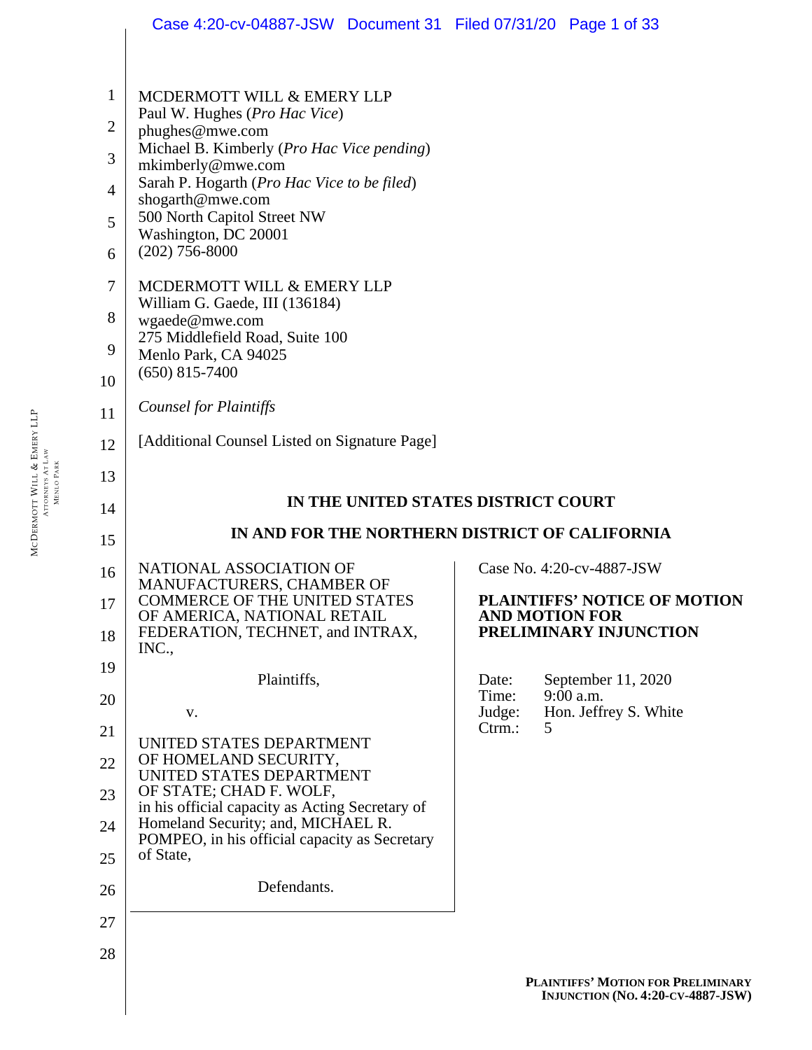MCDERMOTT WILL & EMERY LLP
Paul W. Hughes (*Pro Hac Vice*)
phughes@mwe.com
Michael B. Kimberly (*Pro Hac Vice pending*)
mkimberly@mwe.com
Sarah P. Hogarth (*Pro Hac Vice to be filed*)
shogarth@mwe.com
500 North Capitol Street NW
Washington, DC 20001
(202) 756-8000

MCDERMOTT WILL & EMERY LLP
William G. Gaede, III (136184)
wgaede@mwe.com
275 Middlefield Road, Suite 100
Menlo Park, CA 94025
(650) 815-7400

*Counsel for Plaintiffs*

[Additional Counsel Listed on Signature Page]

**IN THE UNITED STATES DISTRICT COURT**

**IN AND FOR THE NORTHERN DISTRICT OF CALIFORNIA**

NATIONAL ASSOCIATION OF MANUFACTURERS, CHAMBER OF COMMERCE OF THE UNITED STATES OF AMERICA, NATIONAL RETAIL FEDERATION, TECHNET, and INTRAX, INC.,

Plaintiffs,

v.

UNITED STATES DEPARTMENT OF HOMELAND SECURITY, UNITED STATES DEPARTMENT OF STATE; CHAD F. WOLF, in his official capacity as Acting Secretary of Homeland Security; and, MICHAEL R. POMPEO, in his official capacity as Secretary of State,

Defendants.

Case No. 4:20-cv-4887-JSW

**PLAINTIFFS' NOTICE OF MOTION AND MOTION FOR PRELIMINARY INJUNCTION**

Date: September 11, 2020
Time: 9:00 a.m.
Judge: Hon. Jeffrey S. White
Ctrm.: 5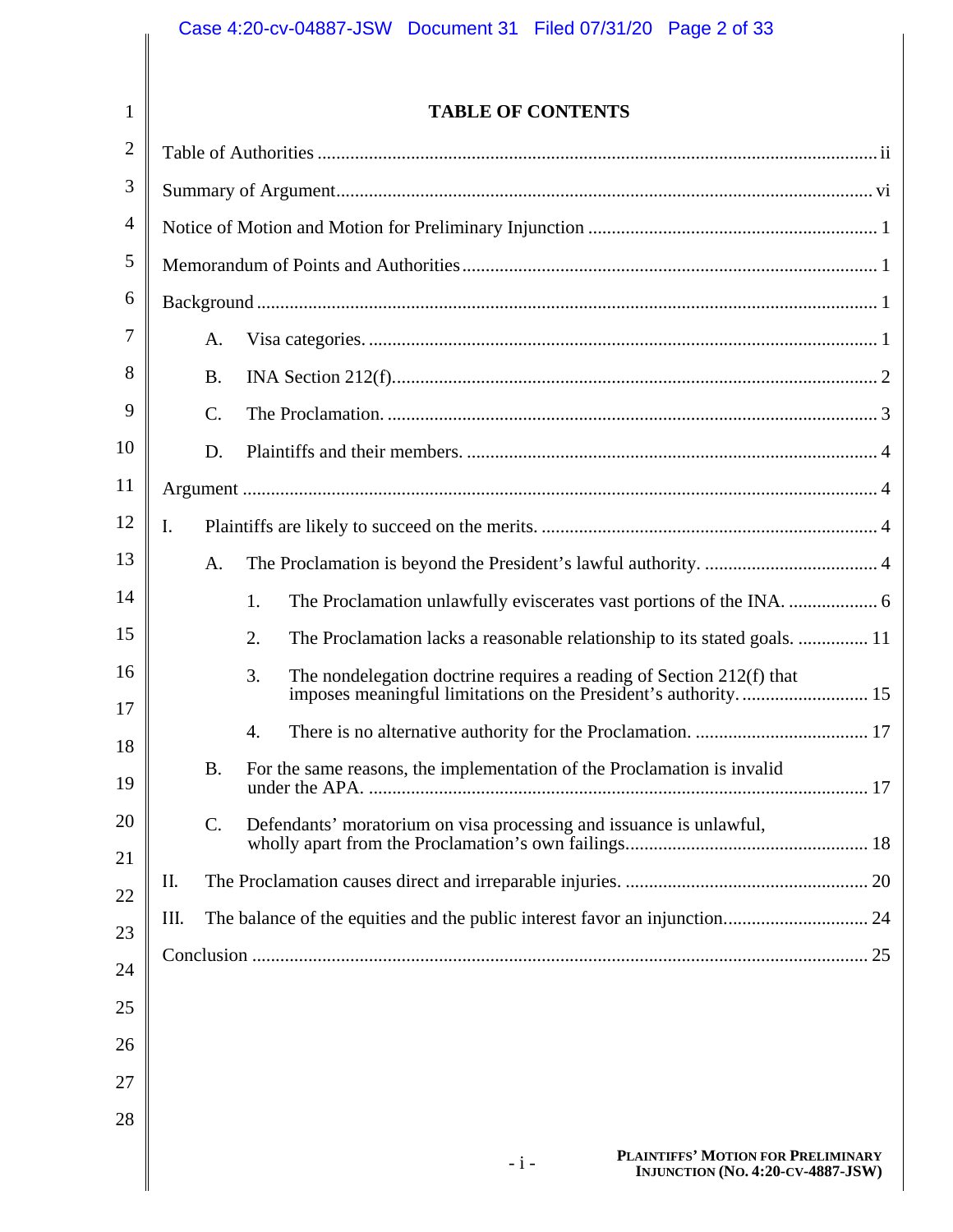# TABLE OF CONTENTS

Table of Authorities ..................................................................................................................... ii

Summary of Argument .................................................................................................................. vi

Notice of Motion and Motion for Preliminary Injunction ............................................................ 1

Memorandum of Points and Authorities ....................................................................................... 1

Background ................................................................................................................................... 1

- A. Visa categories. ...................................................................................................................... 1
- B. INA Section 212(f). ............................................................................................................... 2
- C. The Proclamation. .................................................................................................................. 3
- D. Plaintiffs and their members. ................................................................................................. 4

Argument ...................................................................................................................................... 4

- I. Plaintiffs are likely to succeed on the merits. ......................................................................... 4
  - A. The Proclamation is beyond the President's lawful authority. ........................................ 4
    - 1. The Proclamation unlawfully eviscerates vast portions of the INA. ........................ 6
    - 2. The Proclamation lacks a reasonable relationship to its stated goals. ..................... 11
    - 3. The nondelegation doctrine requires a reading of Section 212(f) that imposes meaningful limitations on the President's authority. ............................ 15
    - 4. There is no alternative authority for the Proclamation. ............................................ 17
  - B. For the same reasons, the implementation of the Proclamation is invalid under the APA. ................................................................................................................ 17
  - C. Defendants' moratorium on visa processing and issuance is unlawful, wholly apart from the Proclamation's own failings.................................................... 18
- II. The Proclamation causes direct and irreparable injuries. ...................................................... 20
- III. The balance of the equities and the public interest favor an injunction.............................. 24

Conclusion .................................................................................................................................... 25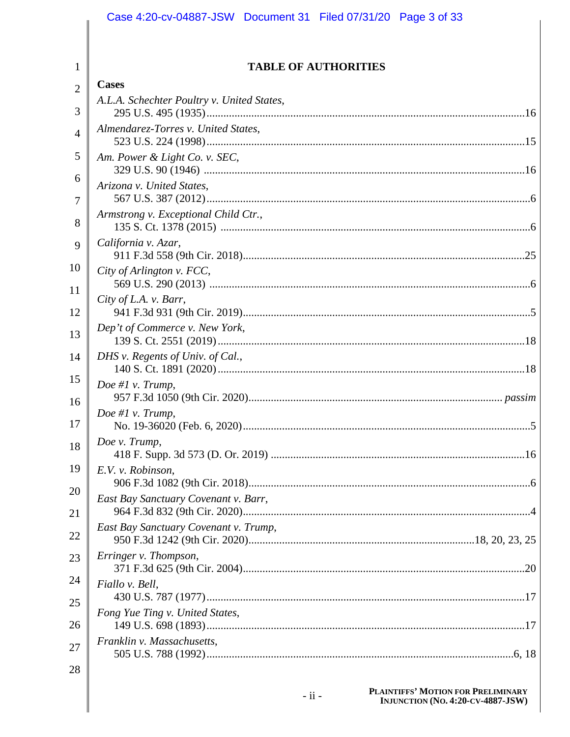# TABLE OF AUTHORITIES

**Cases**

*A.L.A. Schechter Poultry v. United States*,
295 U.S. 495 (1935) .......... 16

*Almendarez-Torres v. United States*,
523 U.S. 224 (1998) .......... 15

*Am. Power & Light Co. v. SEC*,
329 U.S. 90 (1946) .......... 16

*Arizona v. United States*,
567 U.S. 387 (2012) .......... 6

*Armstrong v. Exceptional Child Ctr.*,
135 S. Ct. 1378 (2015) .......... 6

*California v. Azar*,
911 F.3d 558 (9th Cir. 2018) .......... 25

*City of Arlington v. FCC*,
569 U.S. 290 (2013) .......... 6

*City of L.A. v. Barr*,
941 F.3d 931 (9th Cir. 2019) .......... 5

*Dep't of Commerce v. New York*,
139 S. Ct. 2551 (2019) .......... 18

*DHS v. Regents of Univ. of Cal.*,
140 S. Ct. 1891 (2020) .......... 18

*Doe #1 v. Trump*,
957 F.3d 1050 (9th Cir. 2020) .......... *passim*

*Doe #1 v. Trump*,
No. 19-36020 (Feb. 6, 2020) .......... 5

*Doe v. Trump*,
418 F. Supp. 3d 573 (D. Or. 2019) .......... 16

*E.V. v. Robinson*,
906 F.3d 1082 (9th Cir. 2018) .......... 6

*East Bay Sanctuary Covenant v. Barr*,
964 F.3d 832 (9th Cir. 2020) .......... 4

*East Bay Sanctuary Covenant v. Trump*,
950 F.3d 1242 (9th Cir. 2020) .......... 18, 20, 23, 25

*Erringer v. Thompson*,
371 F.3d 625 (9th Cir. 2004) .......... 20

*Fiallo v. Bell*,
430 U.S. 787 (1977) .......... 17

*Fong Yue Ting v. United States*,
149 U.S. 698 (1893) .......... 17

*Franklin v. Massachusetts*,
505 U.S. 788 (1992) .......... 6, 18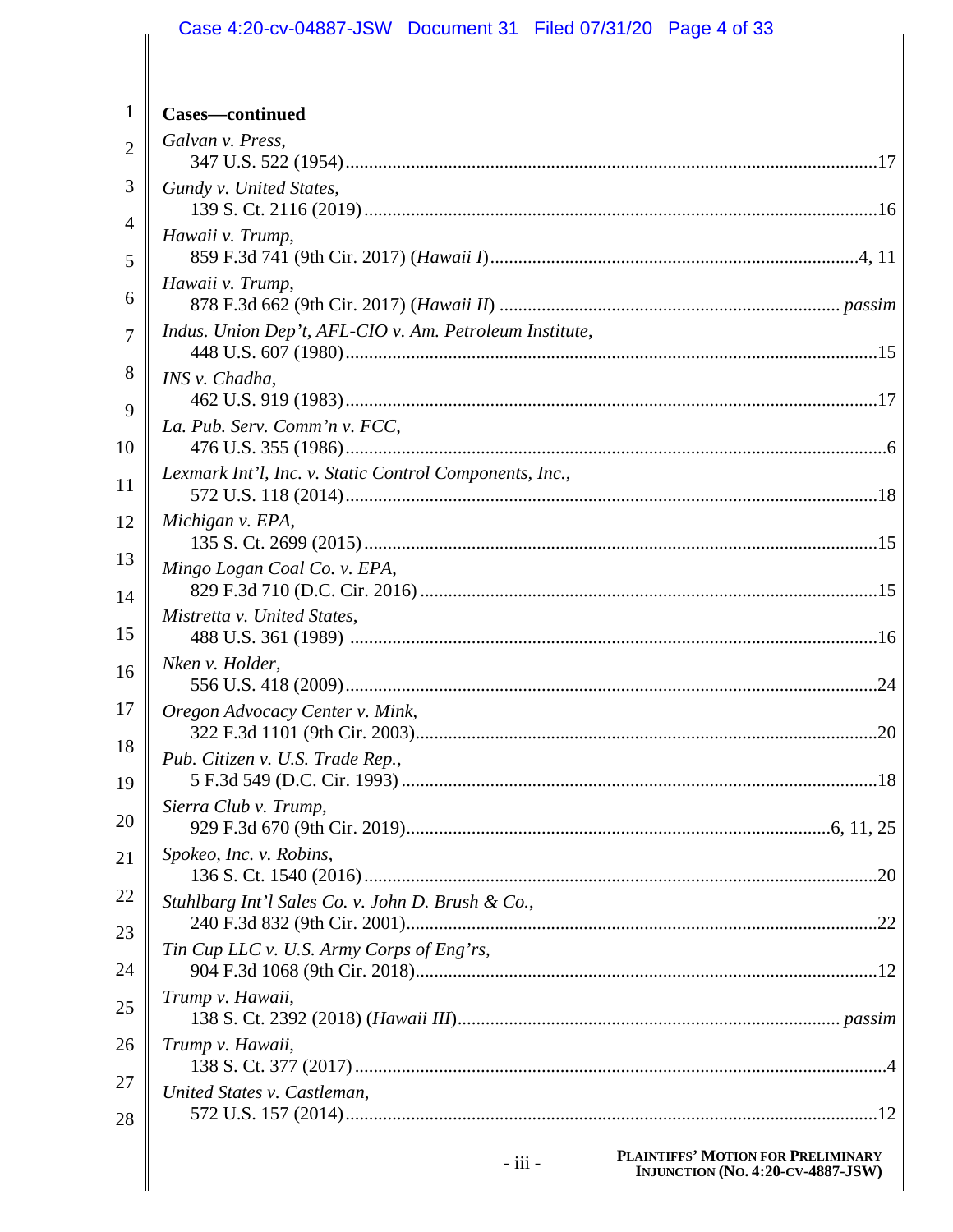**Cases—continued**

*Galvan v. Press*,
347 U.S. 522 (1954) ........................................................................................................17

*Gundy v. United States*,
139 S. Ct. 2116 (2019) ....................................................................................................16

*Hawaii v. Trump*,
859 F.3d 741 (9th Cir. 2017) (*Hawaii I*) ....................................................................4, 11

*Hawaii v. Trump*,
878 F.3d 662 (9th Cir. 2017) (*Hawaii II*) ............................................................... *passim*

*Indus. Union Dep't, AFL-CIO v. Am. Petroleum Institute*,
448 U.S. 607 (1980) ........................................................................................................15

*INS v. Chadha*,
462 U.S. 919 (1983) ........................................................................................................17

*La. Pub. Serv. Comm'n v. FCC*,
476 U.S. 355 (1986) ..........................................................................................................6

*Lexmark Int'l, Inc. v. Static Control Components, Inc.*,
572 U.S. 118 (2014) ........................................................................................................18

*Michigan v. EPA*,
135 S. Ct. 2699 (2015) ....................................................................................................15

*Mingo Logan Coal Co. v. EPA*,
829 F.3d 710 (D.C. Cir. 2016) ........................................................................................15

*Mistretta v. United States*,
488 U.S. 361 (1989) ........................................................................................................16

*Nken v. Holder*,
556 U.S. 418 (2009) ........................................................................................................24

*Oregon Advocacy Center v. Mink*,
322 F.3d 1101 (9th Cir. 2003) .........................................................................................20

*Pub. Citizen v. U.S. Trade Rep.*,
5 F.3d 549 (D.C. Cir. 1993) ............................................................................................18

*Sierra Club v. Trump*,
929 F.3d 670 (9th Cir. 2019) ..................................................................................6, 11, 25

*Spokeo, Inc. v. Robins*,
136 S. Ct. 1540 (2016) ....................................................................................................20

*Stuhlbarg Int'l Sales Co. v. John D. Brush & Co.*,
240 F.3d 832 (9th Cir. 2001) ...........................................................................................22

*Tin Cup LLC v. U.S. Army Corps of Eng'rs*,
904 F.3d 1068 (9th Cir. 2018) .........................................................................................12

*Trump v. Hawaii*,
138 S. Ct. 2392 (2018) (*Hawaii III*) ......................................................................... *passim*

*Trump v. Hawaii*,
138 S. Ct. 377 (2017) ........................................................................................................4

*United States v. Castleman*,
572 U.S. 157 (2014) ........................................................................................................12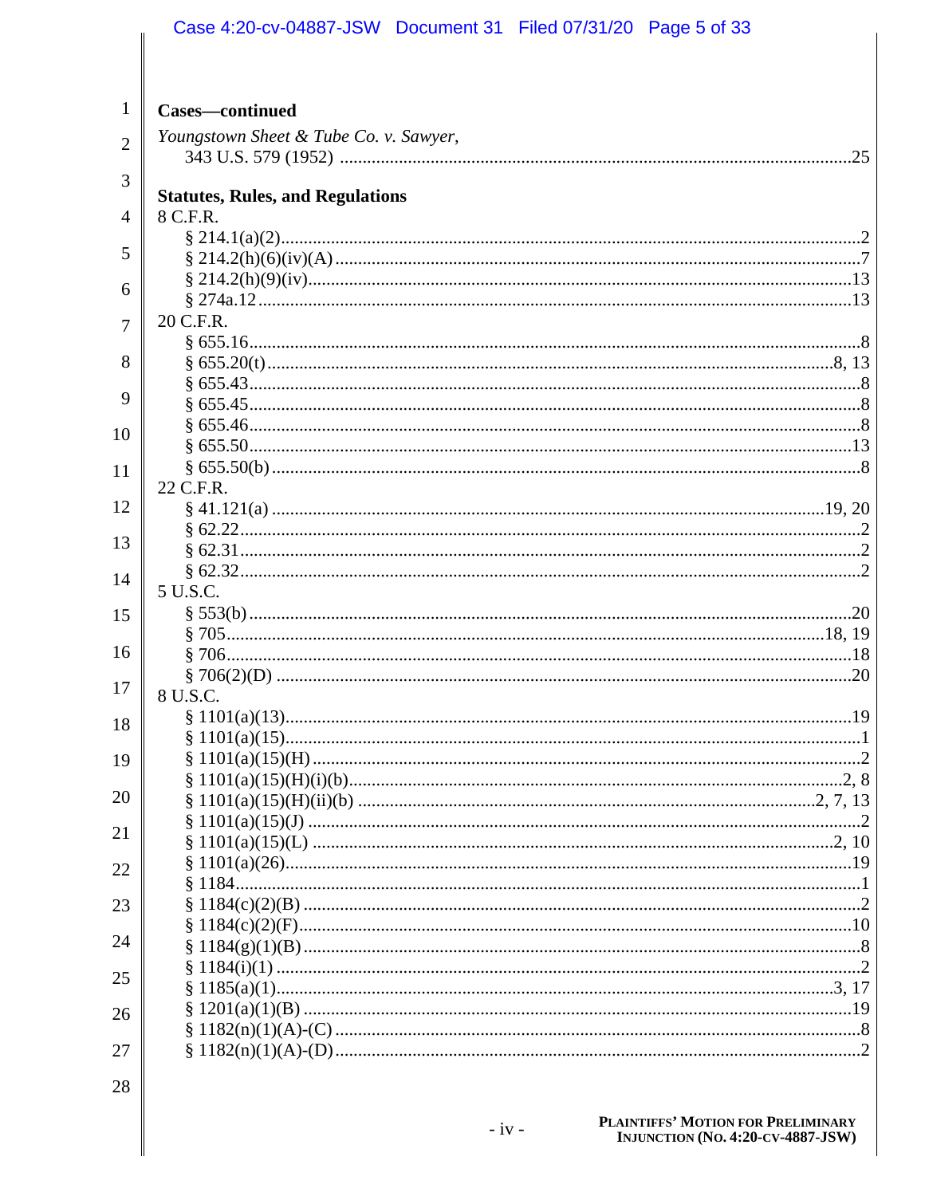**Cases—continued**

*Youngstown Sheet & Tube Co. v. Sawyer*,
343 U.S. 579 (1952) ....................................................................................................25

**Statutes, Rules, and Regulations**

8 C.F.R.
§ 214.1(a)(2)....................................................................................................................2
§ 214.2(h)(6)(iv)(A) ........................................................................................................7
§ 214.2(h)(9)(iv)............................................................................................................13
§ 274a.12 .......................................................................................................................13

20 C.F.R.
§ 655.16...........................................................................................................................8
§ 655.20(t)................................................................................................................8, 13
§ 655.43...........................................................................................................................8
§ 655.45...........................................................................................................................8
§ 655.46...........................................................................................................................8
§ 655.50.........................................................................................................................13
§ 655.50(b) ......................................................................................................................8

22 C.F.R.
§ 41.121(a) ..............................................................................................................19, 20
§ 62.22.............................................................................................................................2
§ 62.31.............................................................................................................................2
§ 62.32.............................................................................................................................2

5 U.S.C.
§ 553(b) .........................................................................................................................20
§ 705.........................................................................................................................18, 19
§ 706...............................................................................................................................18
§ 706(2)(D) ....................................................................................................................20

8 U.S.C.
§ 1101(a)(13).................................................................................................................19
§ 1101(a)(15)...................................................................................................................1
§ 1101(a)(15)(H) .............................................................................................................2
§ 1101(a)(15)(H)(i)(b)..................................................................................................2, 8
§ 1101(a)(15)(H)(ii)(b) ...........................................................................................2, 7, 13
§ 1101(a)(15)(J) ..............................................................................................................2
§ 1101(a)(15)(L) ........................................................................................................2, 10
§ 1101(a)(26)..................................................................................................................19
§ 1184...............................................................................................................................1
§ 1184(c)(2)(B) ...............................................................................................................2
§ 1184(c)(2)(F)...............................................................................................................10
§ 1184(g)(1)(B) ...............................................................................................................8
§ 1184(i)(1) .....................................................................................................................2
§ 1185(a)(1)................................................................................................................3, 17
§ 1201(a)(1)(B) ..............................................................................................................19
§ 1182(n)(1)(A)-(C) .........................................................................................................8
§ 1182(n)(1)(A)-(D) .........................................................................................................2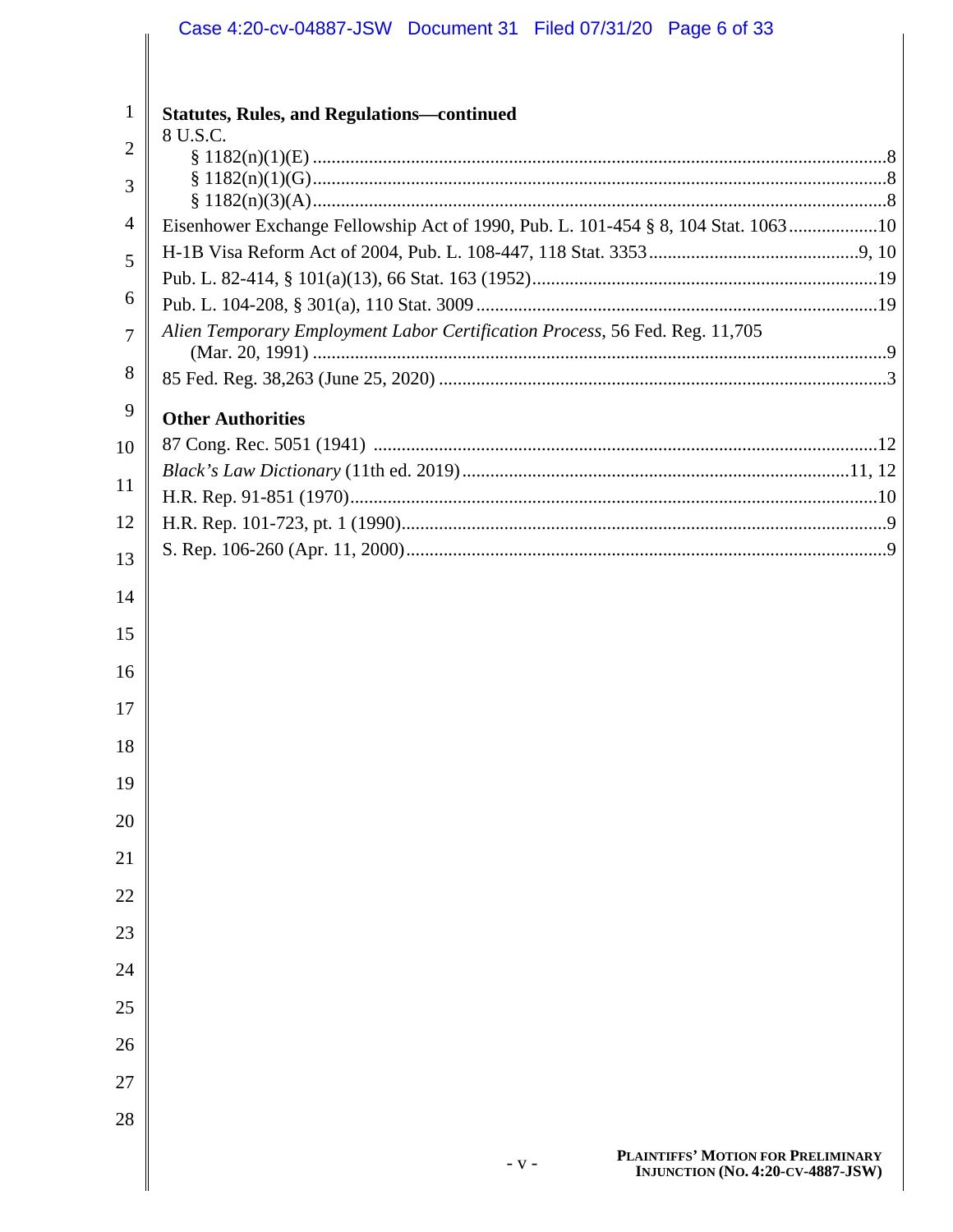**Statistues, Rules, and Regulations—continued**

8 U.S.C.

§ 1182(n)(1)(E) ....................................................................................................................8

§ 1182(n)(1)(G)....................................................................................................................8

§ 1182(n)(3)(A)....................................................................................................................8

Eisenhower Exchange Fellowship Act of 1990, Pub. L. 101-454 § 8, 104 Stat. 1063...................10

H-1B Visa Reform Act of 2004, Pub. L. 108-447, 118 Stat. 3353............................................9, 10

Pub. L. 82-414, § 101(a)(13), 66 Stat. 163 (1952).........................................................................19

Pub. L. 104-208, § 301(a), 110 Stat. 3009 .....................................................................................19

*Alien Temporary Employment Labor Certification Process*, 56 Fed. Reg. 11,705 (Mar. 20, 1991) .........................................................................................................................9

85 Fed. Reg. 38,263 (June 25, 2020) ...............................................................................................3

**Other Authorities**

87 Cong. Rec. 5051 (1941) ...........................................................................................................12

*Black's Law Dictionary* (11th ed. 2019)..................................................................................11, 12

H.R. Rep. 91-851 (1970)................................................................................................................10

H.R. Rep. 101-723, pt. 1 (1990).......................................................................................................9

S. Rep. 106-260 (Apr. 11, 2000)......................................................................................................9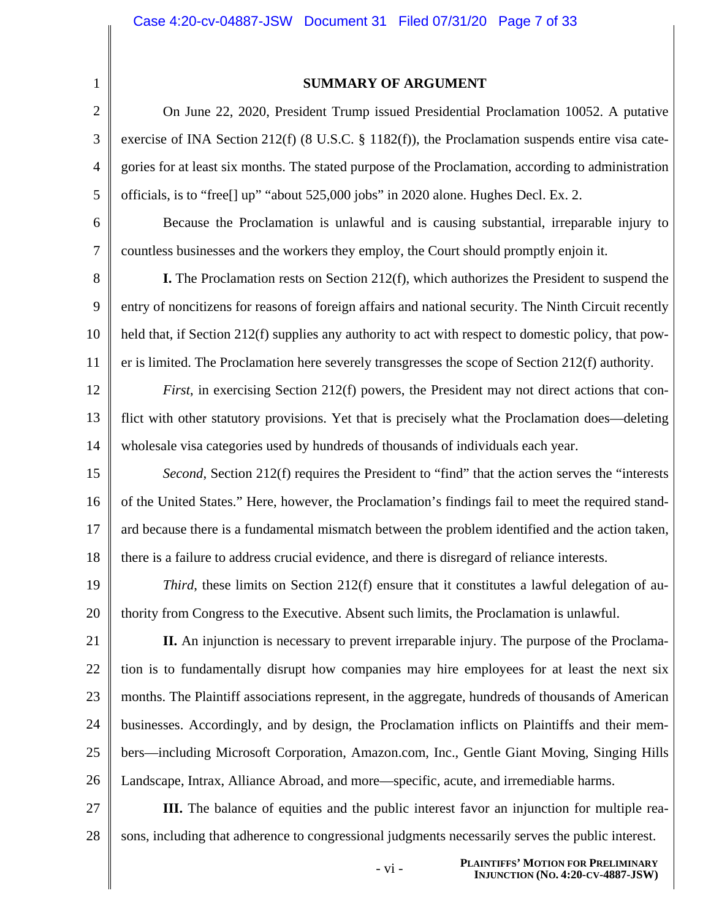## SUMMARY OF ARGUMENT

On June 22, 2020, President Trump issued Presidential Proclamation 10052. A putative exercise of INA Section 212(f) (8 U.S.C. § 1182(f)), the Proclamation suspends entire visa categories for at least six months. The stated purpose of the Proclamation, according to administration officials, is to "free[] up" "about 525,000 jobs" in 2020 alone. Hughes Decl. Ex. 2.

Because the Proclamation is unlawful and is causing substantial, irreparable injury to countless businesses and the workers they employ, the Court should promptly enjoin it.

**I.** The Proclamation rests on Section 212(f), which authorizes the President to suspend the entry of noncitizens for reasons of foreign affairs and national security. The Ninth Circuit recently held that, if Section 212(f) supplies any authority to act with respect to domestic policy, that power is limited. The Proclamation here severely transgresses the scope of Section 212(f) authority.

*First*, in exercising Section 212(f) powers, the President may not direct actions that conflict with other statutory provisions. Yet that is precisely what the Proclamation does—deleting wholesale visa categories used by hundreds of thousands of individuals each year.

*Second*, Section 212(f) requires the President to "find" that the action serves the "interests of the United States." Here, however, the Proclamation's findings fail to meet the required standard because there is a fundamental mismatch between the problem identified and the action taken, there is a failure to address crucial evidence, and there is disregard of reliance interests.

*Third*, these limits on Section 212(f) ensure that it constitutes a lawful delegation of authority from Congress to the Executive. Absent such limits, the Proclamation is unlawful.

**II.** An injunction is necessary to prevent irreparable injury. The purpose of the Proclamation is to fundamentally disrupt how companies may hire employees for at least the next six months. The Plaintiff associations represent, in the aggregate, hundreds of thousands of American businesses. Accordingly, and by design, the Proclamation inflicts on Plaintiffs and their members—including Microsoft Corporation, Amazon.com, Inc., Gentle Giant Moving, Singing Hills Landscape, Intrax, Alliance Abroad, and more—specific, acute, and irremediable harms.

**III.** The balance of equities and the public interest favor an injunction for multiple reasons, including that adherence to congressional judgments necessarily serves the public interest.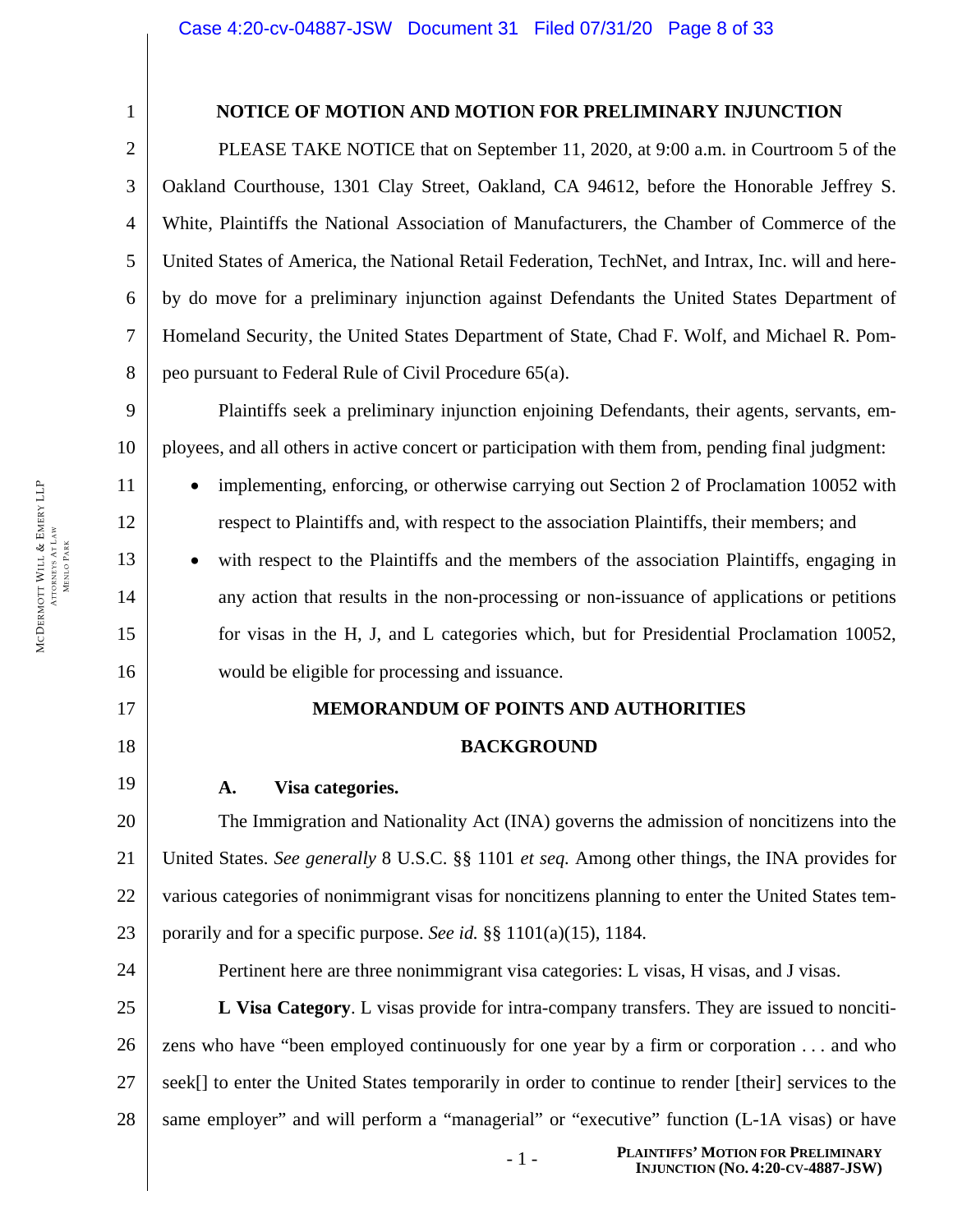## NOTICE OF MOTION AND MOTION FOR PRELIMINARY INJUNCTION

PLEASE TAKE NOTICE that on September 11, 2020, at 9:00 a.m. in Courtroom 5 of the Oakland Courthouse, 1301 Clay Street, Oakland, CA 94612, before the Honorable Jeffrey S. White, Plaintiffs the National Association of Manufacturers, the Chamber of Commerce of the United States of America, the National Retail Federation, TechNet, and Intrax, Inc. will and hereby do move for a preliminary injunction against Defendants the United States Department of Homeland Security, the United States Department of State, Chad F. Wolf, and Michael R. Pompeo pursuant to Federal Rule of Civil Procedure 65(a).

Plaintiffs seek a preliminary injunction enjoining Defendants, their agents, servants, employees, and all others in active concert or participation with them from, pending final judgment:

- implementing, enforcing, or otherwise carrying out Section 2 of Proclamation 10052 with respect to Plaintiffs and, with respect to the association Plaintiffs, their members; and
- with respect to the Plaintiffs and the members of the association Plaintiffs, engaging in any action that results in the non-processing or non-issuance of applications or petitions for visas in the H, J, and L categories which, but for Presidential Proclamation 10052, would be eligible for processing and issuance.

## MEMORANDUM OF POINTS AND AUTHORITIES

## BACKGROUND

### A. Visa categories.

The Immigration and Nationality Act (INA) governs the admission of noncitizens into the United States. *See generally* 8 U.S.C. §§ 1101 *et seq.* Among other things, the INA provides for various categories of nonimmigrant visas for noncitizens planning to enter the United States temporarily and for a specific purpose. *See id.* §§ 1101(a)(15), 1184.

Pertinent here are three nonimmigrant visa categories: L visas, H visas, and J visas.

**L Visa Category**. L visas provide for intra-company transfers. They are issued to noncitizens who have "been employed continuously for one year by a firm or corporation . . . and who seek[] to enter the United States temporarily in order to continue to render [their] services to the same employer" and will perform a "managerial" or "executive" function (L-1A visas) or have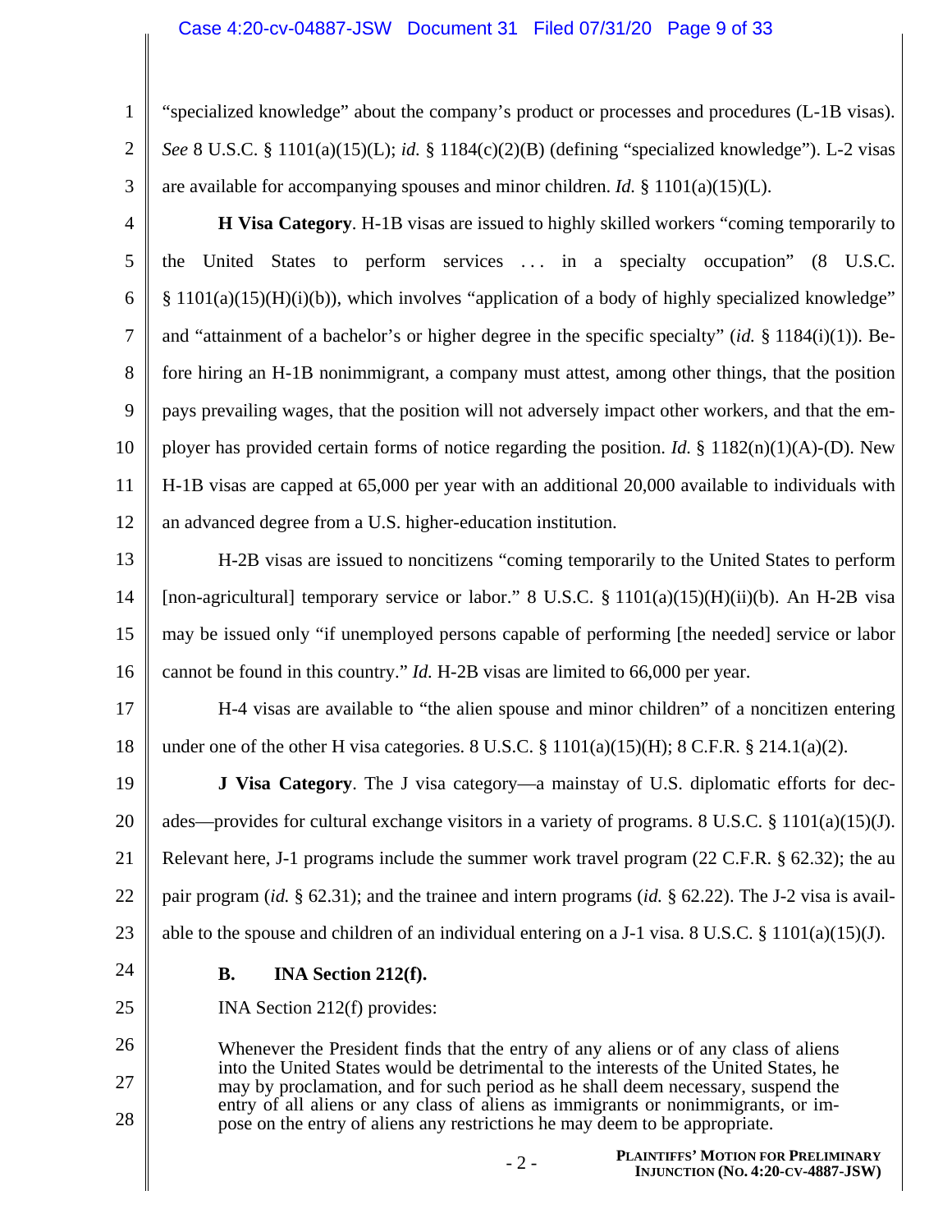"specialized knowledge" about the company's product or processes and procedures (L-1B visas). *See* 8 U.S.C. § 1101(a)(15)(L); *id.* § 1184(c)(2)(B) (defining "specialized knowledge"). L-2 visas are available for accompanying spouses and minor children. *Id.* § 1101(a)(15)(L).

**H Visa Category**. H-1B visas are issued to highly skilled workers "coming temporarily to the United States to perform services . . . in a specialty occupation" (8 U.S.C. § 1101(a)(15)(H)(i)(b)), which involves "application of a body of highly specialized knowledge" and "attainment of a bachelor's or higher degree in the specific specialty" (*id.* § 1184(i)(1)). Before hiring an H-1B nonimmigrant, a company must attest, among other things, that the position pays prevailing wages, that the position will not adversely impact other workers, and that the employer has provided certain forms of notice regarding the position. *Id.* § 1182(n)(1)(A)-(D). New H-1B visas are capped at 65,000 per year with an additional 20,000 available to individuals with an advanced degree from a U.S. higher-education institution.

H-2B visas are issued to noncitizens "coming temporarily to the United States to perform [non-agricultural] temporary service or labor." 8 U.S.C. § 1101(a)(15)(H)(ii)(b). An H-2B visa may be issued only "if unemployed persons capable of performing [the needed] service or labor cannot be found in this country." *Id.* H-2B visas are limited to 66,000 per year.

H-4 visas are available to "the alien spouse and minor children" of a noncitizen entering under one of the other H visa categories. 8 U.S.C. § 1101(a)(15)(H); 8 C.F.R. § 214.1(a)(2).

**J Visa Category**. The J visa category—a mainstay of U.S. diplomatic efforts for decades—provides for cultural exchange visitors in a variety of programs. 8 U.S.C. § 1101(a)(15)(J). Relevant here, J-1 programs include the summer work travel program (22 C.F.R. § 62.32); the au pair program (*id.* § 62.31); and the trainee and intern programs (*id.* § 62.22). The J-2 visa is available to the spouse and children of an individual entering on a J-1 visa. 8 U.S.C. § 1101(a)(15)(J).

### B. INA Section 212(f).

INA Section 212(f) provides:

> Whenever the President finds that the entry of any aliens or of any class of aliens into the United States would be detrimental to the interests of the United States, he may by proclamation, and for such period as he shall deem necessary, suspend the entry of all aliens or any class of aliens as immigrants or nonimmigrants, or impose on the entry of aliens any restrictions he may deem to be appropriate.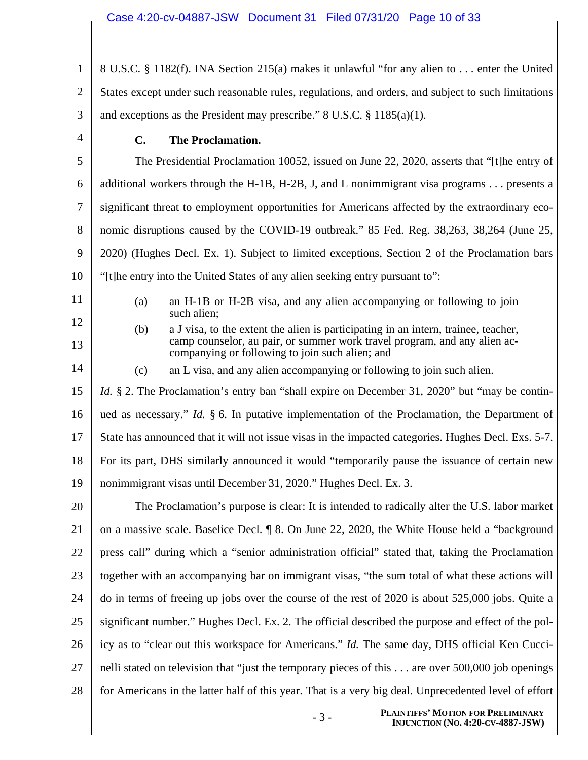8 U.S.C. § 1182(f). INA Section 215(a) makes it unlawful "for any alien to . . . enter the United States except under such reasonable rules, regulations, and orders, and subject to such limitations and exceptions as the President may prescribe." 8 U.S.C. § 1185(a)(1).

### C. The Proclamation.

The Presidential Proclamation 10052, issued on June 22, 2020, asserts that "[t]he entry of additional workers through the H-1B, H-2B, J, and L nonimmigrant visa programs . . . presents a significant threat to employment opportunities for Americans affected by the extraordinary economic disruptions caused by the COVID-19 outbreak." 85 Fed. Reg. 38,263, 38,264 (June 25, 2020) (Hughes Decl. Ex. 1). Subject to limited exceptions, Section 2 of the Proclamation bars "[t]he entry into the United States of any alien seeking entry pursuant to":

> (a) an H-1B or H-2B visa, and any alien accompanying or following to join such alien;
>
> (b) a J visa, to the extent the alien is participating in an intern, trainee, teacher, camp counselor, au pair, or summer work travel program, and any alien accompanying or following to join such alien; and
>
> (c) an L visa, and any alien accompanying or following to join such alien.

*Id.* § 2. The Proclamation's entry ban "shall expire on December 31, 2020" but "may be continued as necessary." *Id.* § 6. In putative implementation of the Proclamation, the Department of State has announced that it will not issue visas in the impacted categories. Hughes Decl. Exs. 5-7. For its part, DHS similarly announced it would "temporarily pause the issuance of certain new nonimmigrant visas until December 31, 2020." Hughes Decl. Ex. 3.

The Proclamation's purpose is clear: It is intended to radically alter the U.S. labor market on a massive scale. Baselice Decl. ¶ 8. On June 22, 2020, the White House held a "background press call" during which a "senior administration official" stated that, taking the Proclamation together with an accompanying bar on immigrant visas, "the sum total of what these actions will do in terms of freeing up jobs over the course of the rest of 2020 is about 525,000 jobs. Quite a significant number." Hughes Decl. Ex. 2. The official described the purpose and effect of the policy as to "clear out this workspace for Americans." *Id.* The same day, DHS official Ken Cuccinelli stated on television that "just the temporary pieces of this . . . are over 500,000 job openings for Americans in the latter half of this year. That is a very big deal. Unprecedented level of effort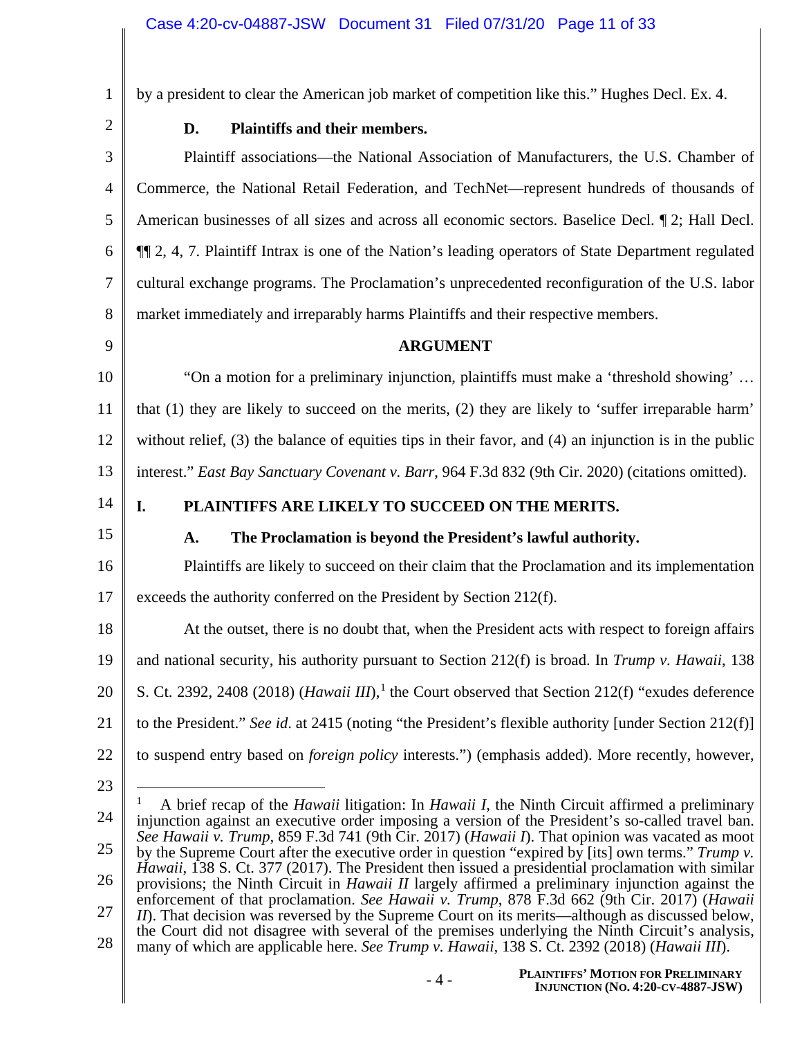by a president to clear the American job market of competition like this." Hughes Decl. Ex. 4.

### D. Plaintiffs and their members.

Plaintiff associations—the National Association of Manufacturers, the U.S. Chamber of Commerce, the National Retail Federation, and TechNet—represent hundreds of thousands of American businesses of all sizes and across all economic sectors. Baselice Decl. ¶ 2; Hall Decl. ¶¶ 2, 4, 7. Plaintiff Intrax is one of the Nation's leading operators of State Department regulated cultural exchange programs. The Proclamation's unprecedented reconfiguration of the U.S. labor market immediately and irreparably harms Plaintiffs and their respective members.

## ARGUMENT

"On a motion for a preliminary injunction, plaintiffs must make a 'threshold showing' … that (1) they are likely to succeed on the merits, (2) they are likely to 'suffer irreparable harm' without relief, (3) the balance of equities tips in their favor, and (4) an injunction is in the public interest." *East Bay Sanctuary Covenant v. Barr*, 964 F.3d 832 (9th Cir. 2020) (citations omitted).

## I. PLAINTIFFS ARE LIKELY TO SUCCEED ON THE MERITS.

### A. The Proclamation is beyond the President's lawful authority.

Plaintiffs are likely to succeed on their claim that the Proclamation and its implementation exceeds the authority conferred on the President by Section 212(f).

At the outset, there is no doubt that, when the President acts with respect to foreign affairs and national security, his authority pursuant to Section 212(f) is broad. In *Trump v. Hawaii*, 138 S. Ct. 2392, 2408 (2018) (*Hawaii III*),[1] the Court observed that Section 212(f) "exudes deference to the President." *See id.* at 2415 (noting "the President's flexible authority [under Section 212(f)] to suspend entry based on *foreign policy* interests.") (emphasis added). More recently, however,

---

[1] A brief recap of the *Hawaii* litigation: In *Hawaii I*, the Ninth Circuit affirmed a preliminary injunction against an executive order imposing a version of the President's so-called travel ban. *See Hawaii v. Trump*, 859 F.3d 741 (9th Cir. 2017) (*Hawaii I*). That opinion was vacated as moot by the Supreme Court after the executive order in question "expired by [its] own terms." *Trump v. Hawaii*, 138 S. Ct. 377 (2017). The President then issued a presidential proclamation with similar provisions; the Ninth Circuit in *Hawaii II* largely affirmed a preliminary injunction against the enforcement of that proclamation. *See Hawaii v. Trump*, 878 F.3d 662 (9th Cir. 2017) (*Hawaii II*). That decision was reversed by the Supreme Court on its merits—although as discussed below, the Court did not disagree with several of the premises underlying the Ninth Circuit's analysis, many of which are applicable here. *See Trump v. Hawaii*, 138 S. Ct. 2392 (2018) (*Hawaii III*).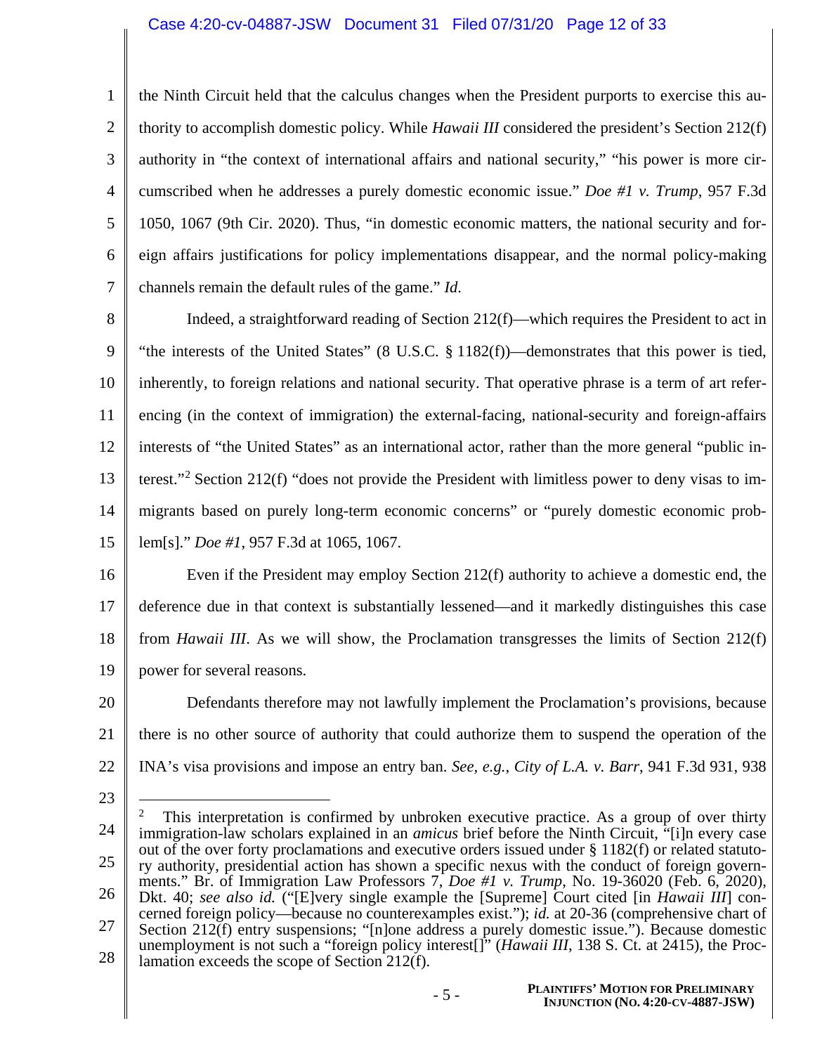the Ninth Circuit held that the calculus changes when the President purports to exercise this authority to accomplish domestic policy. While *Hawaii III* considered the president's Section 212(f) authority in "the context of international affairs and national security," "his power is more circumscribed when he addresses a purely domestic economic issue." *Doe #1 v. Trump*, 957 F.3d 1050, 1067 (9th Cir. 2020). Thus, "in domestic economic matters, the national security and foreign affairs justifications for policy implementations disappear, and the normal policy-making channels remain the default rules of the game." *Id.*

Indeed, a straightforward reading of Section 212(f)—which requires the President to act in "the interests of the United States" (8 U.S.C. § 1182(f))—demonstrates that this power is tied, inherently, to foreign relations and national security. That operative phrase is a term of art referencing (in the context of immigration) the external-facing, national-security and foreign-affairs interests of "the United States" as an international actor, rather than the more general "public interest."[2] Section 212(f) "does not provide the President with limitless power to deny visas to immigrants based on purely long-term economic concerns" or "purely domestic economic problem[s]." *Doe #1*, 957 F.3d at 1065, 1067.

Even if the President may employ Section 212(f) authority to achieve a domestic end, the deference due in that context is substantially lessened—and it markedly distinguishes this case from *Hawaii III*. As we will show, the Proclamation transgresses the limits of Section 212(f) power for several reasons.

Defendants therefore may not lawfully implement the Proclamation's provisions, because there is no other source of authority that could authorize them to suspend the operation of the INA's visa provisions and impose an entry ban. *See, e.g.*, *City of L.A. v. Barr*, 941 F.3d 931, 938

---

[2] This interpretation is confirmed by unbroken executive practice. As a group of over thirty immigration-law scholars explained in an *amicus* brief before the Ninth Circuit, "[i]n every case out of the over forty proclamations and executive orders issued under § 1182(f) or related statutory authority, presidential action has shown a specific nexus with the conduct of foreign governments." Br. of Immigration Law Professors 7, *Doe #1 v. Trump*, No. 19-36020 (Feb. 6, 2020), Dkt. 40; *see also id.* ("[E]very single example the [Supreme] Court cited [in *Hawaii III*] concerned foreign policy—because no counterexamples exist."); *id.* at 20-36 (comprehensive chart of Section 212(f) entry suspensions; "[n]one address a purely domestic issue."). Because domestic unemployment is not such a "foreign policy interest[]" (*Hawaii III*, 138 S. Ct. at 2415), the Proclamation exceeds the scope of Section 212(f).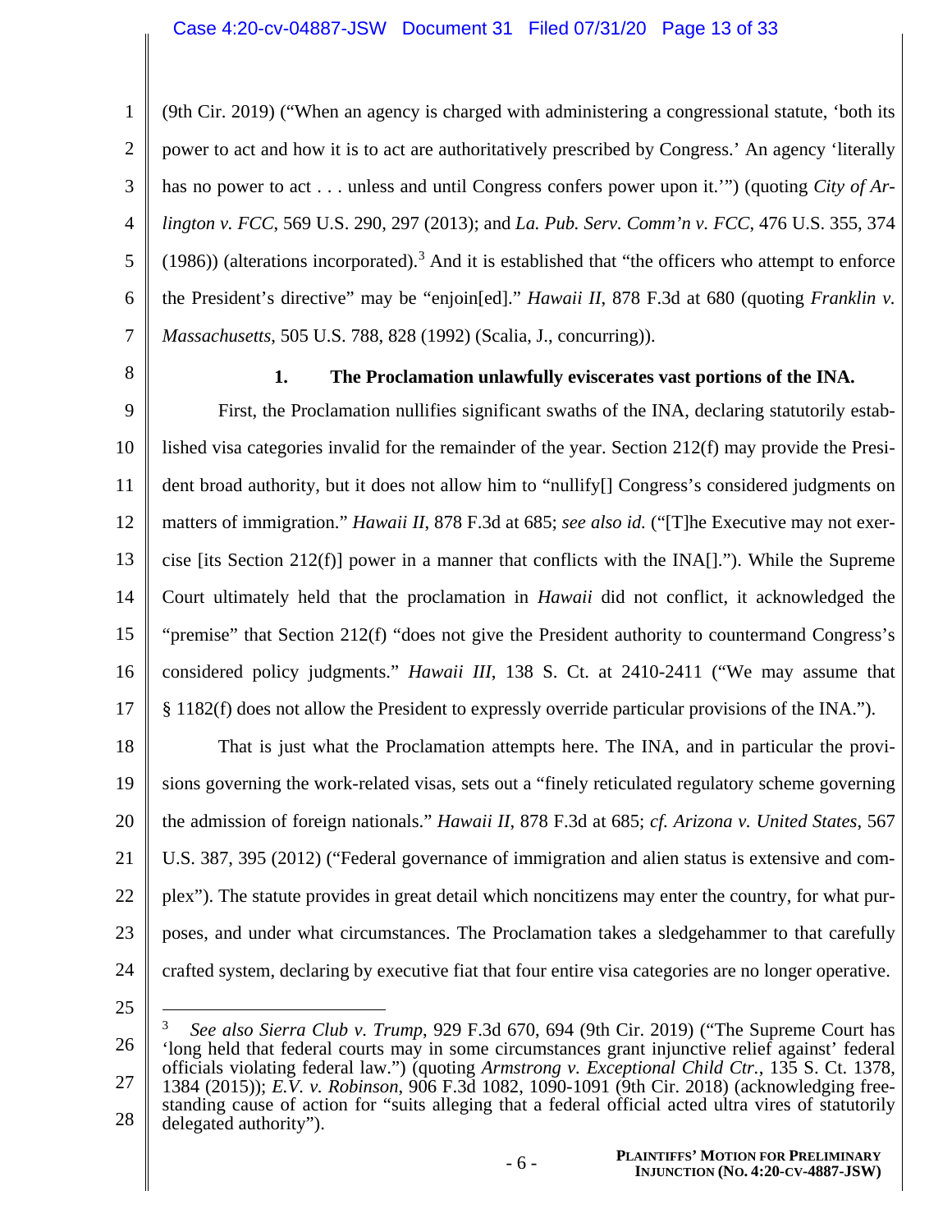(9th Cir. 2019) ("When an agency is charged with administering a congressional statute, 'both its power to act and how it is to act are authoritatively prescribed by Congress.' An agency 'literally has no power to act . . . unless and until Congress confers power upon it.'") (quoting *City of Arlington v. FCC*, 569 U.S. 290, 297 (2013); and *La. Pub. Serv. Comm'n v. FCC*, 476 U.S. 355, 374 (1986)) (alterations incorporated).[3] And it is established that "the officers who attempt to enforce the President's directive" may be "enjoin[ed]." *Hawaii II*, 878 F.3d at 680 (quoting *Franklin v. Massachusetts*, 505 U.S. 788, 828 (1992) (Scalia, J., concurring)).

### 1. The Proclamation unlawfully eviscerates vast portions of the INA.

First, the Proclamation nullifies significant swaths of the INA, declaring statutorily established visa categories invalid for the remainder of the year. Section 212(f) may provide the President broad authority, but it does not allow him to "nullify[] Congress's considered judgments on matters of immigration." *Hawaii II*, 878 F.3d at 685; *see also id.* ("[T]he Executive may not exercise [its Section 212(f)] power in a manner that conflicts with the INA[]."). While the Supreme Court ultimately held that the proclamation in *Hawaii* did not conflict, it acknowledged the "premise" that Section 212(f) "does not give the President authority to countermand Congress's considered policy judgments." *Hawaii III*, 138 S. Ct. at 2410-2411 ("We may assume that § 1182(f) does not allow the President to expressly override particular provisions of the INA.").

That is just what the Proclamation attempts here. The INA, and in particular the provisions governing the work-related visas, sets out a "finely reticulated regulatory scheme governing the admission of foreign nationals." *Hawaii II*, 878 F.3d at 685; *cf. Arizona v. United States*, 567 U.S. 387, 395 (2012) ("Federal governance of immigration and alien status is extensive and complex"). The statute provides in great detail which noncitizens may enter the country, for what purposes, and under what circumstances. The Proclamation takes a sledgehammer to that carefully crafted system, declaring by executive fiat that four entire visa categories are no longer operative.

---

[3] *See also Sierra Club v. Trump*, 929 F.3d 670, 694 (9th Cir. 2019) ("The Supreme Court has 'long held that federal courts may in some circumstances grant injunctive relief against' federal officials violating federal law.") (quoting *Armstrong v. Exceptional Child Ctr.*, 135 S. Ct. 1378, 1384 (2015)); *E.V. v. Robinson*, 906 F.3d 1082, 1090-1091 (9th Cir. 2018) (acknowledging freestanding cause of action for "suits alleging that a federal official acted ultra vires of statutorily delegated authority").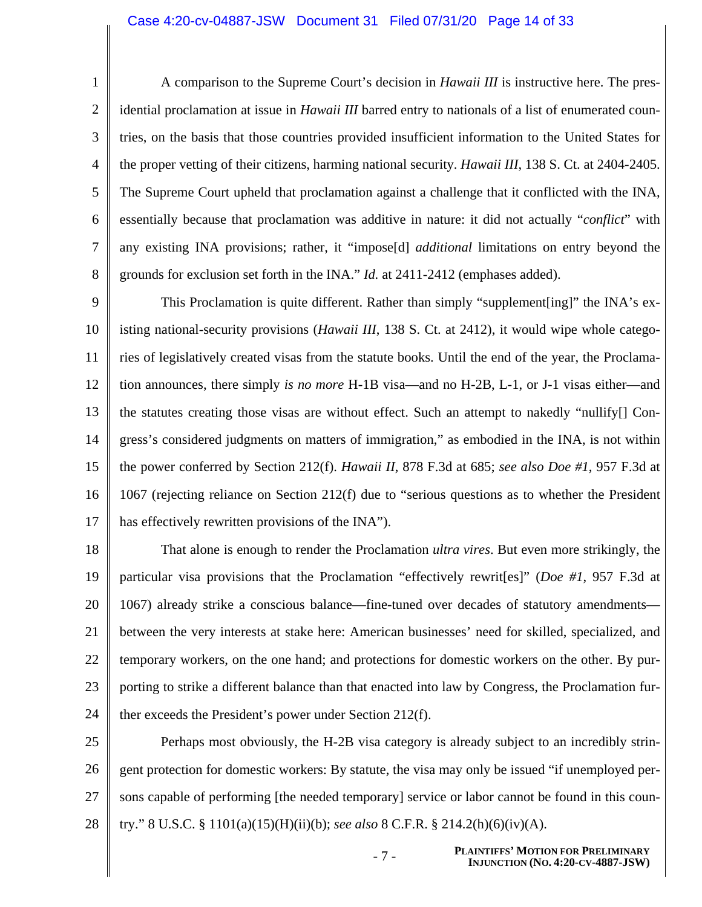A comparison to the Supreme Court's decision in *Hawaii III* is instructive here. The presidential proclamation at issue in *Hawaii III* barred entry to nationals of a list of enumerated countries, on the basis that those countries provided insufficient information to the United States for the proper vetting of their citizens, harming national security. *Hawaii III*, 138 S. Ct. at 2404-2405. The Supreme Court upheld that proclamation against a challenge that it conflicted with the INA, essentially because that proclamation was additive in nature: it did not actually "*conflict*" with any existing INA provisions; rather, it "impose[d] *additional* limitations on entry beyond the grounds for exclusion set forth in the INA." *Id.* at 2411-2412 (emphases added).

This Proclamation is quite different. Rather than simply "supplement[ing]" the INA's existing national-security provisions (*Hawaii III*, 138 S. Ct. at 2412), it would wipe whole categories of legislatively created visas from the statute books. Until the end of the year, the Proclamation announces, there simply *is no more* H-1B visa—and no H-2B, L-1, or J-1 visas either—and the statutes creating those visas are without effect. Such an attempt to nakedly "nullify[] Congress's considered judgments on matters of immigration," as embodied in the INA, is not within the power conferred by Section 212(f). *Hawaii II*, 878 F.3d at 685; *see also Doe #1*, 957 F.3d at 1067 (rejecting reliance on Section 212(f) due to "serious questions as to whether the President has effectively rewritten provisions of the INA").

That alone is enough to render the Proclamation *ultra vires*. But even more strikingly, the particular visa provisions that the Proclamation "effectively rewrit[es]" (*Doe #1*, 957 F.3d at 1067) already strike a conscious balance—fine-tuned over decades of statutory amendments—between the very interests at stake here: American businesses' need for skilled, specialized, and temporary workers, on the one hand; and protections for domestic workers on the other. By purporting to strike a different balance than that enacted into law by Congress, the Proclamation further exceeds the President's power under Section 212(f).

Perhaps most obviously, the H-2B visa category is already subject to an incredibly stringent protection for domestic workers: By statute, the visa may only be issued "if unemployed persons capable of performing [the needed temporary] service or labor cannot be found in this country." 8 U.S.C. § 1101(a)(15)(H)(ii)(b); *see also* 8 C.F.R. § 214.2(h)(6)(iv)(A).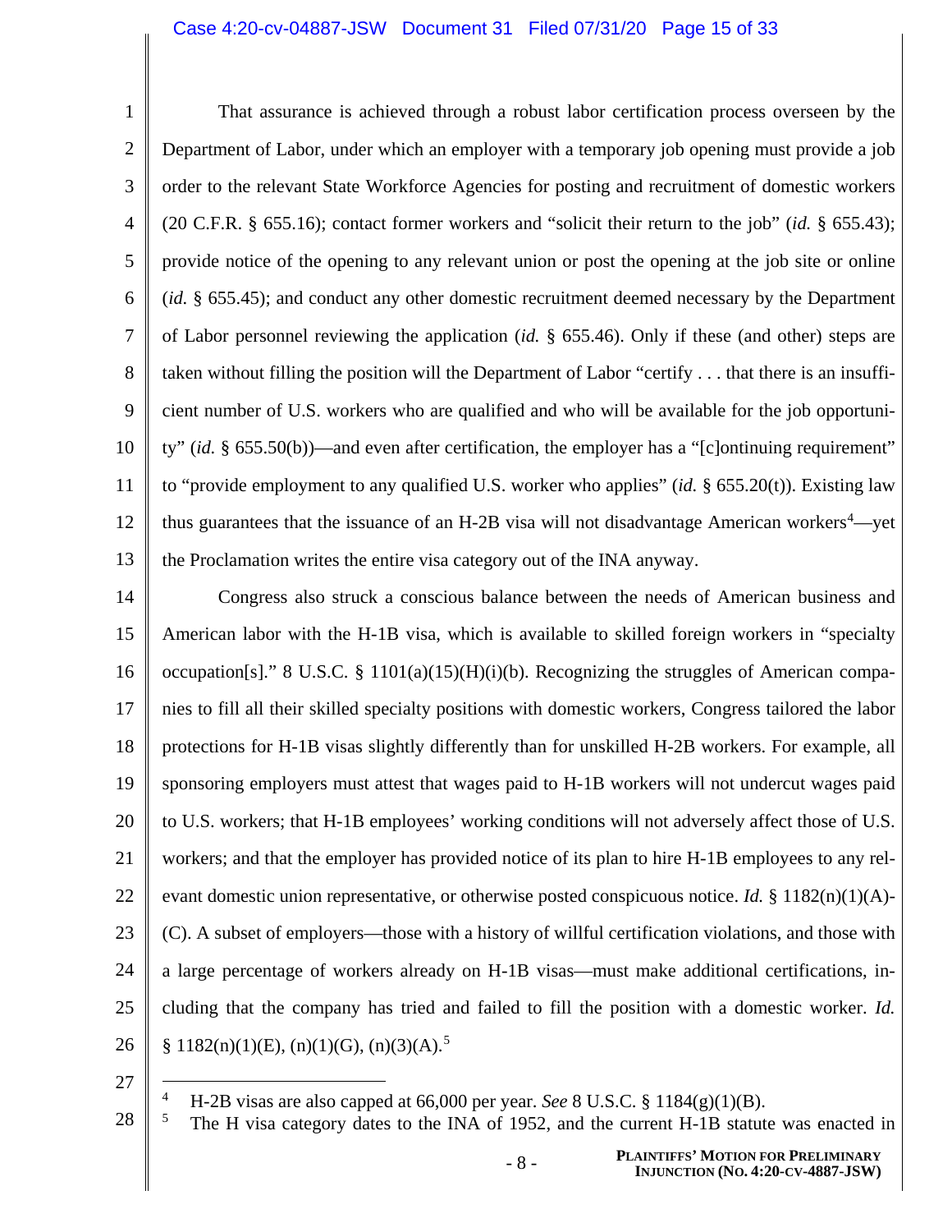That assurance is achieved through a robust labor certification process overseen by the Department of Labor, under which an employer with a temporary job opening must provide a job order to the relevant State Workforce Agencies for posting and recruitment of domestic workers (20 C.F.R. § 655.16); contact former workers and "solicit their return to the job" (*id.* § 655.43); provide notice of the opening to any relevant union or post the opening at the job site or online (*id.* § 655.45); and conduct any other domestic recruitment deemed necessary by the Department of Labor personnel reviewing the application (*id.* § 655.46). Only if these (and other) steps are taken without filling the position will the Department of Labor "certify . . . that there is an insufficient number of U.S. workers who are qualified and who will be available for the job opportunity" (*id.* § 655.50(b))—and even after certification, the employer has a "[c]ontinuing requirement" to "provide employment to any qualified U.S. worker who applies" (*id.* § 655.20(t)). Existing law thus guarantees that the issuance of an H-2B visa will not disadvantage American workers[4]—yet the Proclamation writes the entire visa category out of the INA anyway.

Congress also struck a conscious balance between the needs of American business and American labor with the H-1B visa, which is available to skilled foreign workers in "specialty occupation[s]." 8 U.S.C. § 1101(a)(15)(H)(i)(b). Recognizing the struggles of American companies to fill all their skilled specialty positions with domestic workers, Congress tailored the labor protections for H-1B visas slightly differently than for unskilled H-2B workers. For example, all sponsoring employers must attest that wages paid to H-1B workers will not undercut wages paid to U.S. workers; that H-1B employees' working conditions will not adversely affect those of U.S. workers; and that the employer has provided notice of its plan to hire H-1B employees to any relevant domestic union representative, or otherwise posted conspicuous notice. *Id.* § 1182(n)(1)(A)-(C). A subset of employers—those with a history of willful certification violations, and those with a large percentage of workers already on H-1B visas—must make additional certifications, including that the company has tried and failed to fill the position with a domestic worker. *Id.* § 1182(n)(1)(E), (n)(1)(G), (n)(3)(A).[5]

---

[4] H-2B visas are also capped at 66,000 per year. *See* 8 U.S.C. § 1184(g)(1)(B).

[5] The H visa category dates to the INA of 1952, and the current H-1B statute was enacted in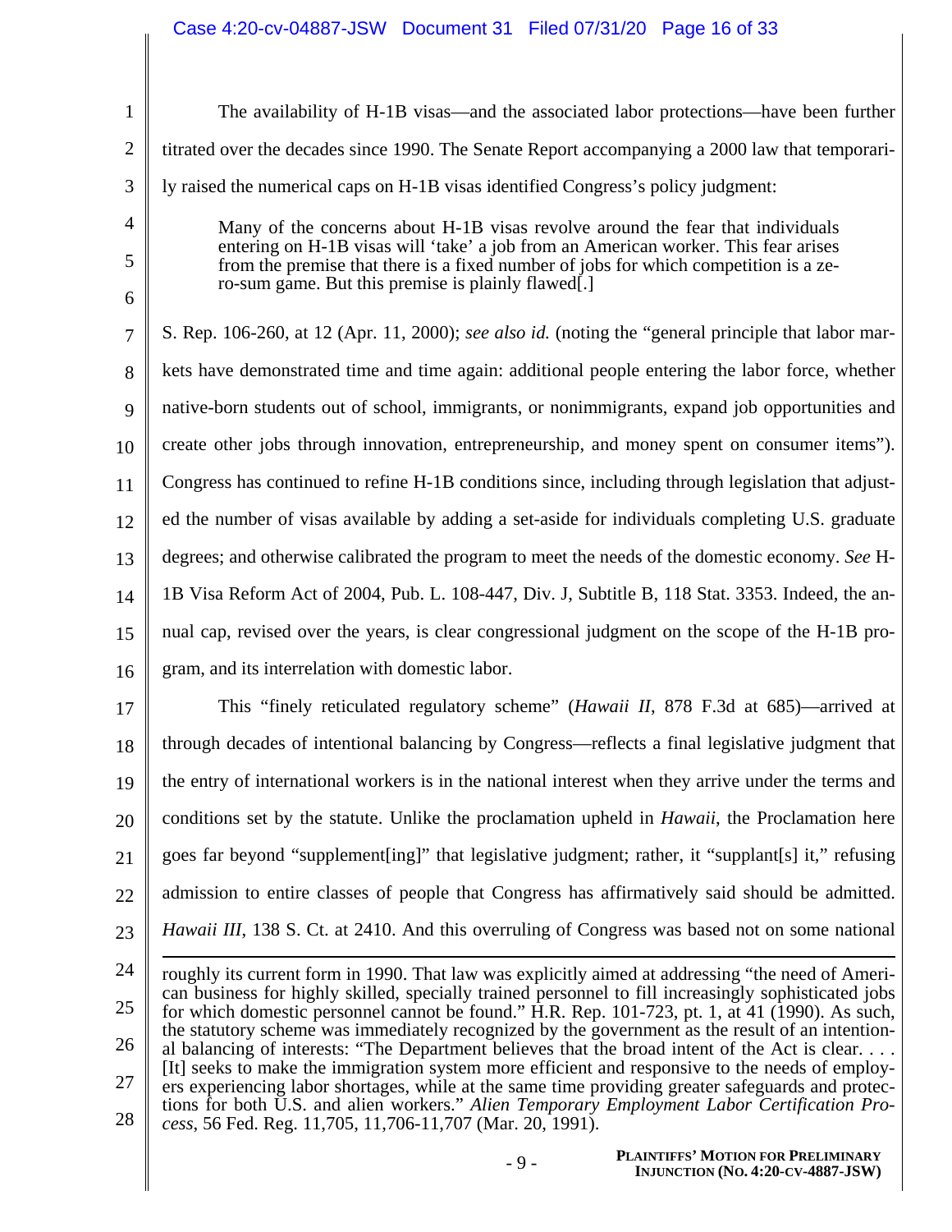The availability of H-1B visas—and the associated labor protections—have been further titrated over the decades since 1990. The Senate Report accompanying a 2000 law that temporarily raised the numerical caps on H-1B visas identified Congress's policy judgment:

> Many of the concerns about H-1B visas revolve around the fear that individuals entering on H-1B visas will 'take' a job from an American worker. This fear arises from the premise that there is a fixed number of jobs for which competition is a zero-sum game. But this premise is plainly flawed[.]

S. Rep. 106-260, at 12 (Apr. 11, 2000); *see also id.* (noting the "general principle that labor markets have demonstrated time and time again: additional people entering the labor force, whether native-born students out of school, immigrants, or nonimmigrants, expand job opportunities and create other jobs through innovation, entrepreneurship, and money spent on consumer items"). Congress has continued to refine H-1B conditions since, including through legislation that adjusted the number of visas available by adding a set-aside for individuals completing U.S. graduate degrees; and otherwise calibrated the program to meet the needs of the domestic economy. *See* H-1B Visa Reform Act of 2004, Pub. L. 108-447, Div. J, Subtitle B, 118 Stat. 3353. Indeed, the annual cap, revised over the years, is clear congressional judgment on the scope of the H-1B program, and its interrelation with domestic labor.

This "finely reticulated regulatory scheme" (*Hawaii II*, 878 F.3d at 685)—arrived at through decades of intentional balancing by Congress—reflects a final legislative judgment that the entry of international workers is in the national interest when they arrive under the terms and conditions set by the statute. Unlike the proclamation upheld in *Hawaii*, the Proclamation here goes far beyond "supplement[ing]" that legislative judgment; rather, it "supplant[s] it," refusing admission to entire classes of people that Congress has affirmatively said should be admitted. *Hawaii III*, 138 S. Ct. at 2410. And this overruling of Congress was based not on some national

---

roughly its current form in 1990. That law was explicitly aimed at addressing "the need of American business for highly skilled, specially trained personnel to fill increasingly sophisticated jobs for which domestic personnel cannot be found." H.R. Rep. 101-723, pt. 1, at 41 (1990). As such, the statutory scheme was immediately recognized by the government as the result of an intentional balancing of interests: "The Department believes that the broad intent of the Act is clear. . . . [It] seeks to make the immigration system more efficient and responsive to the needs of employers experiencing labor shortages, while at the same time providing greater safeguards and protections for both U.S. and alien workers." *Alien Temporary Employment Labor Certification Process*, 56 Fed. Reg. 11,705, 11,706-11,707 (Mar. 20, 1991).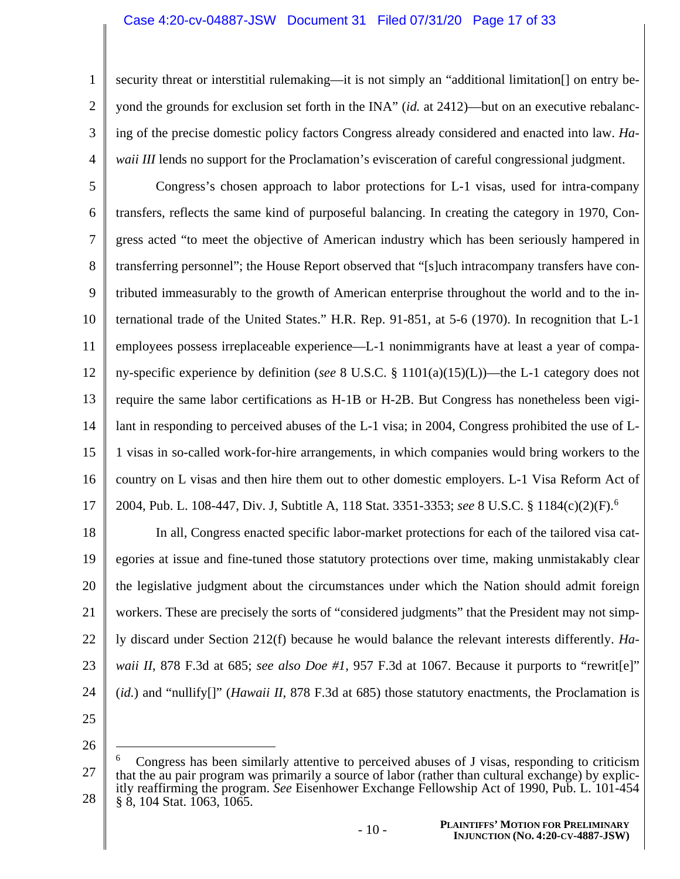security threat or interstitial rulemaking—it is not simply an "additional limitation[] on entry beyond the grounds for exclusion set forth in the INA" (*id.* at 2412)—but on an executive rebalancing of the precise domestic policy factors Congress already considered and enacted into law. *Hawaii III* lends no support for the Proclamation's evisceration of careful congressional judgment.

Congress's chosen approach to labor protections for L-1 visas, used for intra-company transfers, reflects the same kind of purposeful balancing. In creating the category in 1970, Congress acted "to meet the objective of American industry which has been seriously hampered in transferring personnel"; the House Report observed that "[s]uch intracompany transfers have contributed immeasurably to the growth of American enterprise throughout the world and to the international trade of the United States." H.R. Rep. 91-851, at 5-6 (1970). In recognition that L-1 employees possess irreplaceable experience—L-1 nonimmigrants have at least a year of company-specific experience by definition (*see* 8 U.S.C. § 1101(a)(15)(L))—the L-1 category does not require the same labor certifications as H-1B or H-2B. But Congress has nonetheless been vigilant in responding to perceived abuses of the L-1 visa; in 2004, Congress prohibited the use of L-1 visas in so-called work-for-hire arrangements, in which companies would bring workers to the country on L visas and then hire them out to other domestic employers. L-1 Visa Reform Act of 2004, Pub. L. 108-447, Div. J, Subtitle A, 118 Stat. 3351-3353; *see* 8 U.S.C. § 1184(c)(2)(F).[6]

In all, Congress enacted specific labor-market protections for each of the tailored visa categories at issue and fine-tuned those statutory protections over time, making unmistakably clear the legislative judgment about the circumstances under which the Nation should admit foreign workers. These are precisely the sorts of "considered judgments" that the President may not simply discard under Section 212(f) because he would balance the relevant interests differently. *Hawaii II*, 878 F.3d at 685; *see also Doe #1*, 957 F.3d at 1067. Because it purports to "rewrit[e]" (*id.*) and "nullify[]" (*Hawaii II*, 878 F.3d at 685) those statutory enactments, the Proclamation is

---

[6] Congress has been similarly attentive to perceived abuses of J visas, responding to criticism that the au pair program was primarily a source of labor (rather than cultural exchange) by explicitly reaffirming the program. *See* Eisenhower Exchange Fellowship Act of 1990, Pub. L. 101-454 § 8, 104 Stat. 1063, 1065.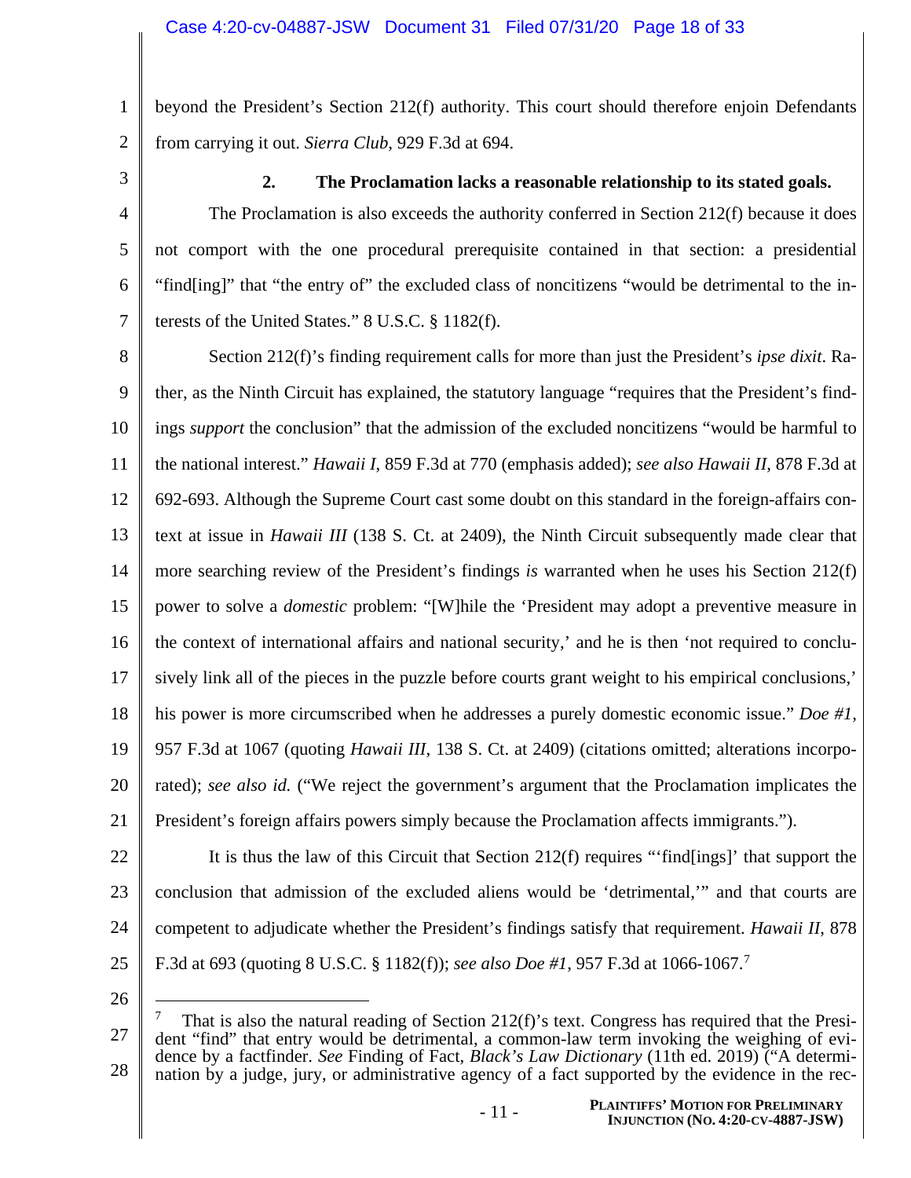beyond the President's Section 212(f) authority. This court should therefore enjoin Defendants from carrying it out. *Sierra Club*, 929 F.3d at 694.

### 2. The Proclamation lacks a reasonable relationship to its stated goals.

The Proclamation is also exceeds the authority conferred in Section 212(f) because it does not comport with the one procedural prerequisite contained in that section: a presidential "find[ing]" that "the entry of" the excluded class of noncitizens "would be detrimental to the interests of the United States." 8 U.S.C. § 1182(f).

Section 212(f)'s finding requirement calls for more than just the President's *ipse dixit*. Rather, as the Ninth Circuit has explained, the statutory language "requires that the President's findings *support* the conclusion" that the admission of the excluded noncitizens "would be harmful to the national interest." *Hawaii I*, 859 F.3d at 770 (emphasis added); *see also Hawaii II*, 878 F.3d at 692-693. Although the Supreme Court cast some doubt on this standard in the foreign-affairs context at issue in *Hawaii III* (138 S. Ct. at 2409), the Ninth Circuit subsequently made clear that more searching review of the President's findings *is* warranted when he uses his Section 212(f) power to solve a *domestic* problem: "[W]hile the 'President may adopt a preventive measure in the context of international affairs and national security,' and he is then 'not required to conclusively link all of the pieces in the puzzle before courts grant weight to his empirical conclusions,' his power is more circumscribed when he addresses a purely domestic economic issue." *Doe #1*, 957 F.3d at 1067 (quoting *Hawaii III*, 138 S. Ct. at 2409) (citations omitted; alterations incorporated); *see also id.* ("We reject the government's argument that the Proclamation implicates the President's foreign affairs powers simply because the Proclamation affects immigrants.").

It is thus the law of this Circuit that Section 212(f) requires "'find[ings]' that support the conclusion that admission of the excluded aliens would be 'detrimental,'" and that courts are competent to adjudicate whether the President's findings satisfy that requirement. *Hawaii II*, 878 F.3d at 693 (quoting 8 U.S.C. § 1182(f)); *see also Doe #1*, 957 F.3d at 1066-1067.[7]

---

[7] That is also the natural reading of Section 212(f)'s text. Congress has required that the President "find" that entry would be detrimental, a common-law term invoking the weighing of evidence by a factfinder. *See* Finding of Fact, *Black's Law Dictionary* (11th ed. 2019) ("A determination by a judge, jury, or administrative agency of a fact supported by the evidence in the rec-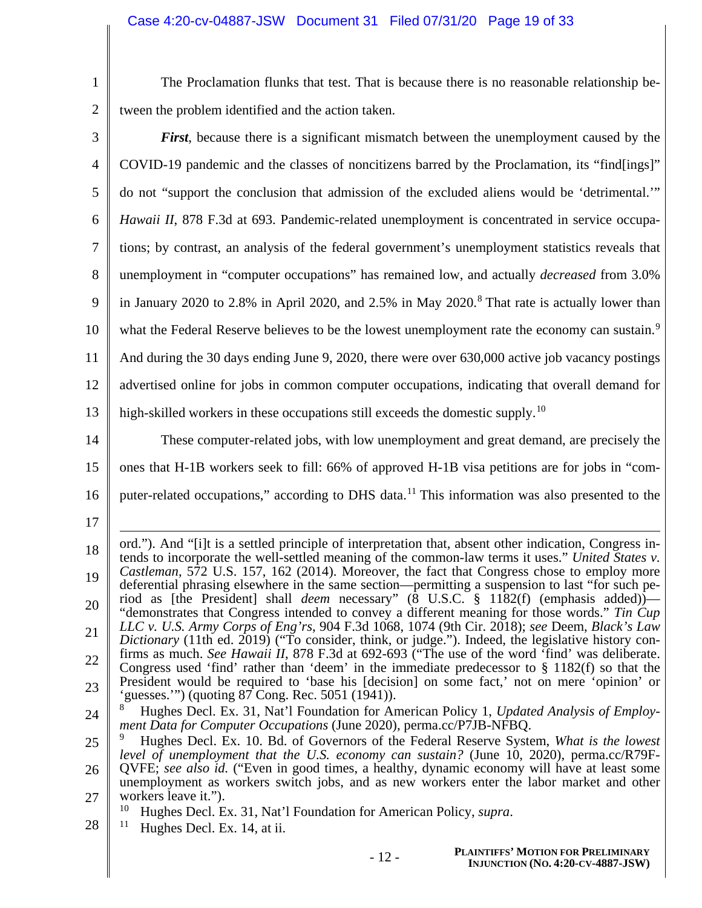The Proclamation flunks that test. That is because there is no reasonable relationship between the problem identified and the action taken.

***First***, because there is a significant mismatch between the unemployment caused by the COVID-19 pandemic and the classes of noncitizens barred by the Proclamation, its "find[ings]" do not "support the conclusion that admission of the excluded aliens would be 'detrimental.'" *Hawaii II*, 878 F.3d at 693. Pandemic-related unemployment is concentrated in service occupations; by contrast, an analysis of the federal government's unemployment statistics reveals that unemployment in "computer occupations" has remained low, and actually *decreased* from 3.0% in January 2020 to 2.8% in April 2020, and 2.5% in May 2020.[8] That rate is actually lower than what the Federal Reserve believes to be the lowest unemployment rate the economy can sustain.[9] And during the 30 days ending June 9, 2020, there were over 630,000 active job vacancy postings advertised online for jobs in common computer occupations, indicating that overall demand for high-skilled workers in these occupations still exceeds the domestic supply.[10]

These computer-related jobs, with low unemployment and great demand, are precisely the ones that H-1B workers seek to fill: 66% of approved H-1B visa petitions are for jobs in "computer-related occupations," according to DHS data.[11] This information was also presented to the

---

ord."). And "[i]t is a settled principle of interpretation that, absent other indication, Congress intends to incorporate the well-settled meaning of the common-law terms it uses." *United States v. Castleman*, 572 U.S. 157, 162 (2014). Moreover, the fact that Congress chose to employ more deferential phrasing elsewhere in the same section—permitting a suspension to last "for such period as [the President] shall *deem* necessary" (8 U.S.C. § 1182(f) (emphasis added))—"demonstrates that Congress intended to convey a different meaning for those words." *Tin Cup LLC v. U.S. Army Corps of Eng'rs*, 904 F.3d 1068, 1074 (9th Cir. 2018); *see* Deem, *Black's Law Dictionary* (11th ed. 2019) ("To consider, think, or judge."). Indeed, the legislative history confirms as much. *See Hawaii II*, 878 F.3d at 692-693 ("The use of the word 'find' was deliberate. Congress used 'find' rather than 'deem' in the immediate predecessor to § 1182(f) so that the President would be required to 'base his [decision] on some fact,' not on mere 'opinion' or 'guesses.'") (quoting 87 Cong. Rec. 5051 (1941)).

[8] Hughes Decl. Ex. 31, Nat'l Foundation for American Policy 1, *Updated Analysis of Employment Data for Computer Occupations* (June 2020), perma.cc/P7JB-NFBQ.

[9] Hughes Decl. Ex. 10. Bd. of Governors of the Federal Reserve System, *What is the lowest level of unemployment that the U.S. economy can sustain?* (June 10, 2020), perma.cc/R79F-QVFE; *see also id.* ("Even in good times, a healthy, dynamic economy will have at least some unemployment as workers switch jobs, and as new workers enter the labor market and other workers leave it.").

[10] Hughes Decl. Ex. 31, Nat'l Foundation for American Policy, *supra*.

[11] Hughes Decl. Ex. 14, at ii.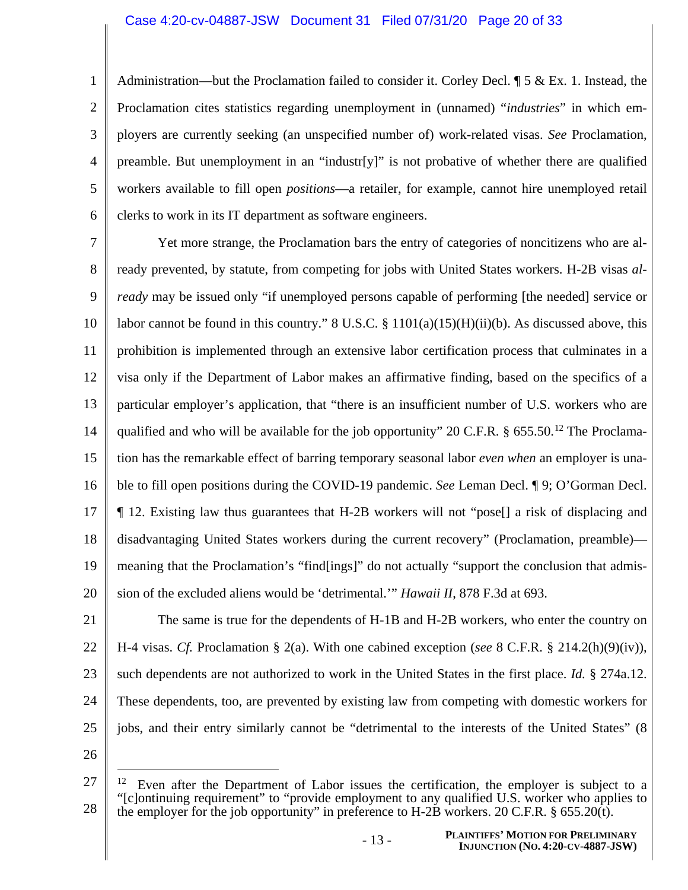Administration—but the Proclamation failed to consider it. Corley Decl. ¶ 5 & Ex. 1. Instead, the Proclamation cites statistics regarding unemployment in (unnamed) "*industries*" in which employers are currently seeking (an unspecified number of) work-related visas. *See* Proclamation, preamble. But unemployment in an "industr[y]" is not probative of whether there are qualified workers available to fill open *positions*—a retailer, for example, cannot hire unemployed retail clerks to work in its IT department as software engineers.

Yet more strange, the Proclamation bars the entry of categories of noncitizens who are already prevented, by statute, from competing for jobs with United States workers. H-2B visas *already* may be issued only "if unemployed persons capable of performing [the needed] service or labor cannot be found in this country." 8 U.S.C. § 1101(a)(15)(H)(ii)(b). As discussed above, this prohibition is implemented through an extensive labor certification process that culminates in a visa only if the Department of Labor makes an affirmative finding, based on the specifics of a particular employer's application, that "there is an insufficient number of U.S. workers who are qualified and who will be available for the job opportunity" 20 C.F.R. § 655.50.[12] The Proclamation has the remarkable effect of barring temporary seasonal labor *even when* an employer is unable to fill open positions during the COVID-19 pandemic. *See* Leman Decl. ¶ 9; O'Gorman Decl. ¶ 12. Existing law thus guarantees that H-2B workers will not "pose[] a risk of displacing and disadvantaging United States workers during the current recovery" (Proclamation, preamble)—meaning that the Proclamation's "find[ings]" do not actually "support the conclusion that admission of the excluded aliens would be 'detrimental.'" *Hawaii II*, 878 F.3d at 693.

The same is true for the dependents of H-1B and H-2B workers, who enter the country on H-4 visas. *Cf.* Proclamation § 2(a). With one cabined exception (*see* 8 C.F.R. § 214.2(h)(9)(iv)), such dependents are not authorized to work in the United States in the first place. *Id.* § 274a.12. These dependents, too, are prevented by existing law from competing with domestic workers for jobs, and their entry similarly cannot be "detrimental to the interests of the United States" (8

---

[12] Even after the Department of Labor issues the certification, the employer is subject to a "[c]ontinuing requirement" to "provide employment to any qualified U.S. worker who applies to the employer for the job opportunity" in preference to H-2B workers. 20 C.F.R. § 655.20(t).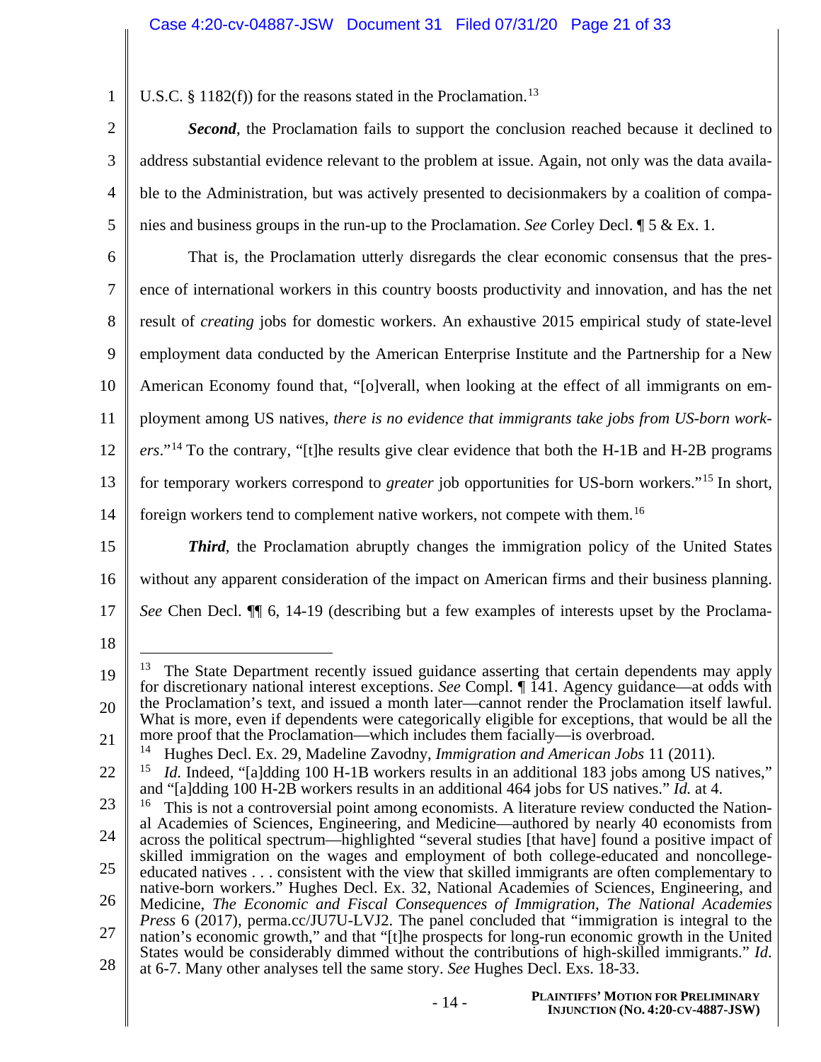U.S.C. § 1182(f)) for the reasons stated in the Proclamation.[13]

***Second***, the Proclamation fails to support the conclusion reached because it declined to address substantial evidence relevant to the problem at issue. Again, not only was the data available to the Administration, but was actively presented to decisionmakers by a coalition of companies and business groups in the run-up to the Proclamation. *See* Corley Decl. ¶ 5 & Ex. 1.

That is, the Proclamation utterly disregards the clear economic consensus that the presence of international workers in this country boosts productivity and innovation, and has the net result of *creating* jobs for domestic workers. An exhaustive 2015 empirical study of state-level employment data conducted by the American Enterprise Institute and the Partnership for a New American Economy found that, "[o]verall, when looking at the effect of all immigrants on employment among US natives, *there is no evidence that immigrants take jobs from US-born workers*."[14] To the contrary, "[t]he results give clear evidence that both the H-1B and H-2B programs for temporary workers correspond to *greater* job opportunities for US-born workers."[15] In short, foreign workers tend to complement native workers, not compete with them.[16]

***Third***, the Proclamation abruptly changes the immigration policy of the United States without any apparent consideration of the impact on American firms and their business planning. *See* Chen Decl. ¶¶ 6, 14-19 (describing but a few examples of interests upset by the Proclama-

---

[13] The State Department recently issued guidance asserting that certain dependents may apply for discretionary national interest exceptions. *See* Compl. ¶ 141. Agency guidance—at odds with the Proclamation's text, and issued a month later—cannot render the Proclamation itself lawful. What is more, even if dependents were categorically eligible for exceptions, that would be all the more proof that the Proclamation—which includes them facially—is overbroad.

[14] Hughes Decl. Ex. 29, Madeline Zavodny, *Immigration and American Jobs* 11 (2011).

[15] *Id.* Indeed, "[a]dding 100 H-1B workers results in an additional 183 jobs among US natives," and "[a]dding 100 H-2B workers results in an additional 464 jobs for US natives." *Id.* at 4.

[16] This is not a controversial point among economists. A literature review conducted the National Academies of Sciences, Engineering, and Medicine—authored by nearly 40 economists from across the political spectrum—highlighted "several studies [that have] found a positive impact of skilled immigration on the wages and employment of both college-educated and noncollege-educated natives . . . consistent with the view that skilled immigrants are often complementary to native-born workers." Hughes Decl. Ex. 32, National Academies of Sciences, Engineering, and Medicine, *The Economic and Fiscal Consequences of Immigration, The National Academies Press* 6 (2017), perma.cc/JU7U-LVJ2. The panel concluded that "immigration is integral to the nation's economic growth," and that "[t]he prospects for long-run economic growth in the United States would be considerably dimmed without the contributions of high-skilled immigrants." *Id.* at 6-7. Many other analyses tell the same story. *See* Hughes Decl. Exs. 18-33.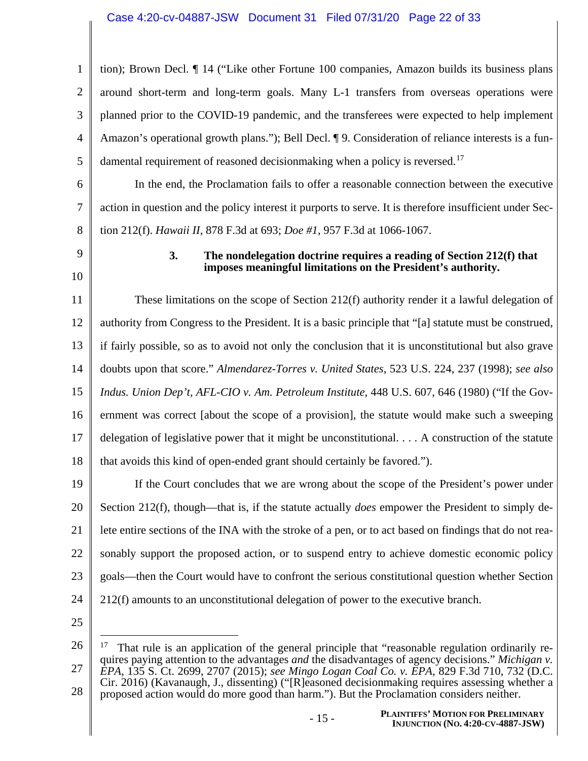tion); Brown Decl. ¶ 14 ("Like other Fortune 100 companies, Amazon builds its business plans around short-term and long-term goals. Many L-1 transfers from overseas operations were planned prior to the COVID-19 pandemic, and the transferees were expected to help implement Amazon's operational growth plans."); Bell Decl. ¶ 9. Consideration of reliance interests is a fundamental requirement of reasoned decisionmaking when a policy is reversed.[17]

In the end, the Proclamation fails to offer a reasonable connection between the executive action in question and the policy interest it purports to serve. It is therefore insufficient under Section 212(f). *Hawaii II*, 878 F.3d at 693; *Doe #1*, 957 F.3d at 1066-1067.

**3. The nondelegation doctrine requires a reading of Section 212(f) that imposes meaningful limitations on the President's authority.**

These limitations on the scope of Section 212(f) authority render it a lawful delegation of authority from Congress to the President. It is a basic principle that "[a] statute must be construed, if fairly possible, so as to avoid not only the conclusion that it is unconstitutional but also grave doubts upon that score." *Almendarez-Torres v. United States*, 523 U.S. 224, 237 (1998); *see also Indus. Union Dep't, AFL-CIO v. Am. Petroleum Institute*, 448 U.S. 607, 646 (1980) ("If the Government was correct [about the scope of a provision], the statute would make such a sweeping delegation of legislative power that it might be unconstitutional. . . . A construction of the statute that avoids this kind of open-ended grant should certainly be favored.").

If the Court concludes that we are wrong about the scope of the President's power under Section 212(f), though—that is, if the statute actually *does* empower the President to simply delete entire sections of the INA with the stroke of a pen, or to act based on findings that do not reasonably support the proposed action, or to suspend entry to achieve domestic economic policy goals—then the Court would have to confront the serious constitutional question whether Section 212(f) amounts to an unconstitutional delegation of power to the executive branch.

---

[17] That rule is an application of the general principle that "reasonable regulation ordinarily requires paying attention to the advantages *and* the disadvantages of agency decisions." *Michigan v. EPA*, 135 S. Ct. 2699, 2707 (2015); *see Mingo Logan Coal Co. v. EPA*, 829 F.3d 710, 732 (D.C. Cir. 2016) (Kavanaugh, J., dissenting) ("[R]easoned decisionmaking requires assessing whether a proposed action would do more good than harm."). But the Proclamation considers neither.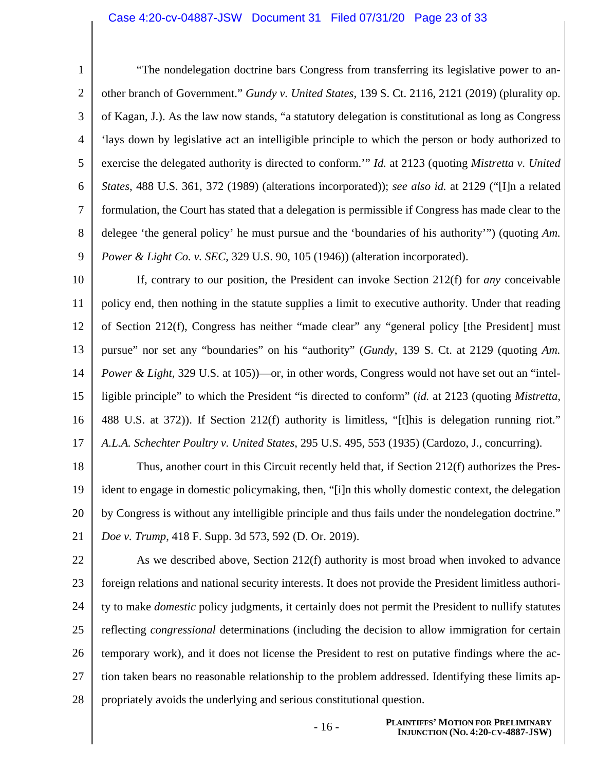"The nondelegation doctrine bars Congress from transferring its legislative power to another branch of Government." *Gundy v. United States*, 139 S. Ct. 2116, 2121 (2019) (plurality op. of Kagan, J.). As the law now stands, "a statutory delegation is constitutional as long as Congress 'lays down by legislative act an intelligible principle to which the person or body authorized to exercise the delegated authority is directed to conform.'" *Id.* at 2123 (quoting *Mistretta v. United States*, 488 U.S. 361, 372 (1989) (alterations incorporated)); *see also id.* at 2129 ("[I]n a related formulation, the Court has stated that a delegation is permissible if Congress has made clear to the delegee 'the general policy' he must pursue and the 'boundaries of his authority'") (quoting *Am. Power & Light Co. v. SEC*, 329 U.S. 90, 105 (1946)) (alteration incorporated).

If, contrary to our position, the President can invoke Section 212(f) for *any* conceivable policy end, then nothing in the statute supplies a limit to executive authority. Under that reading of Section 212(f), Congress has neither "made clear" any "general policy [the President] must pursue" nor set any "boundaries" on his "authority" (*Gundy*, 139 S. Ct. at 2129 (quoting *Am. Power & Light*, 329 U.S. at 105))—or, in other words, Congress would not have set out an "intelligible principle" to which the President "is directed to conform" (*id.* at 2123 (quoting *Mistretta*, 488 U.S. at 372)). If Section 212(f) authority is limitless, "[t]his is delegation running riot." *A.L.A. Schechter Poultry v. United States*, 295 U.S. 495, 553 (1935) (Cardozo, J., concurring).

Thus, another court in this Circuit recently held that, if Section 212(f) authorizes the President to engage in domestic policymaking, then, "[i]n this wholly domestic context, the delegation by Congress is without any intelligible principle and thus fails under the nondelegation doctrine." *Doe v. Trump*, 418 F. Supp. 3d 573, 592 (D. Or. 2019).

As we described above, Section 212(f) authority is most broad when invoked to advance foreign relations and national security interests. It does not provide the President limitless authority to make *domestic* policy judgments, it certainly does not permit the President to nullify statutes reflecting *congressional* determinations (including the decision to allow immigration for certain temporary work), and it does not license the President to rest on putative findings where the action taken bears no reasonable relationship to the problem addressed. Identifying these limits appropriately avoids the underlying and serious constitutional question.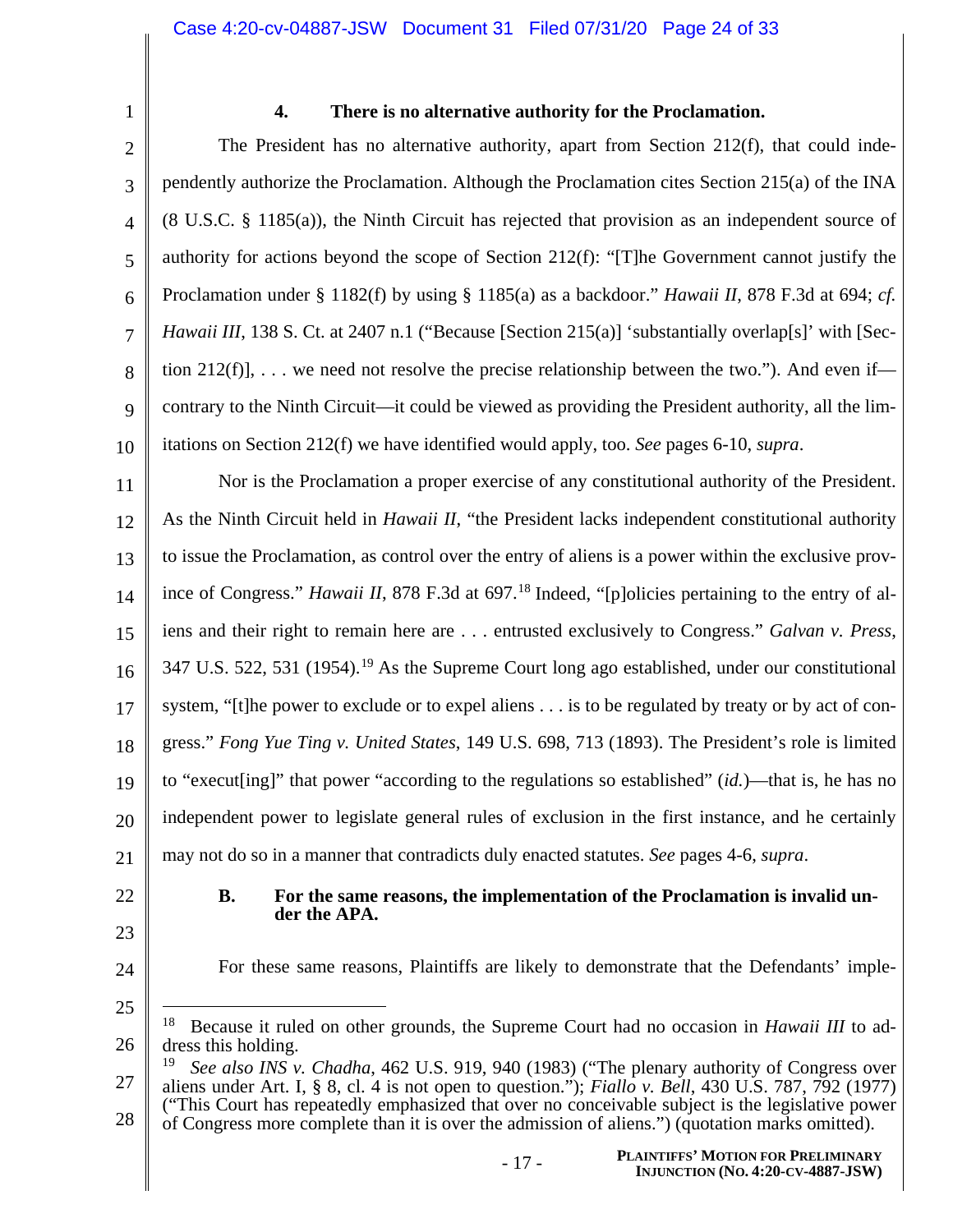### 4. There is no alternative authority for the Proclamation.

The President has no alternative authority, apart from Section 212(f), that could independently authorize the Proclamation. Although the Proclamation cites Section 215(a) of the INA (8 U.S.C. § 1185(a)), the Ninth Circuit has rejected that provision as an independent source of authority for actions beyond the scope of Section 212(f): "[T]he Government cannot justify the Proclamation under § 1182(f) by using § 1185(a) as a backdoor." *Hawaii II*, 878 F.3d at 694; *cf. Hawaii III*, 138 S. Ct. at 2407 n.1 ("Because [Section 215(a)] 'substantially overlap[s]' with [Section 212(f)], . . . we need not resolve the precise relationship between the two."). And even if—contrary to the Ninth Circuit—it could be viewed as providing the President authority, all the limitations on Section 212(f) we have identified would apply, too. *See* pages 6-10, *supra*.

Nor is the Proclamation a proper exercise of any constitutional authority of the President. As the Ninth Circuit held in *Hawaii II*, "the President lacks independent constitutional authority to issue the Proclamation, as control over the entry of aliens is a power within the exclusive province of Congress." *Hawaii II*, 878 F.3d at 697.[18] Indeed, "[p]olicies pertaining to the entry of aliens and their right to remain here are . . . entrusted exclusively to Congress." *Galvan v. Press*, 347 U.S. 522, 531 (1954).[19] As the Supreme Court long ago established, under our constitutional system, "[t]he power to exclude or to expel aliens . . . is to be regulated by treaty or by act of congress." *Fong Yue Ting v. United States*, 149 U.S. 698, 713 (1893). The President's role is limited to "execut[ing]" that power "according to the regulations so established" (*id.*)—that is, he has no independent power to legislate general rules of exclusion in the first instance, and he certainly may not do so in a manner that contradicts duly enacted statutes. *See* pages 4-6, *supra*.

## B. For the same reasons, the implementation of the Proclamation is invalid under the APA.

For these same reasons, Plaintiffs are likely to demonstrate that the Defendants' imple-

---

[18] Because it ruled on other grounds, the Supreme Court had no occasion in *Hawaii III* to address this holding.

[19] *See also INS v. Chadha*, 462 U.S. 919, 940 (1983) ("The plenary authority of Congress over aliens under Art. I, § 8, cl. 4 is not open to question."); *Fiallo v. Bell*, 430 U.S. 787, 792 (1977) ("This Court has repeatedly emphasized that over no conceivable subject is the legislative power of Congress more complete than it is over the admission of aliens.") (quotation marks omitted).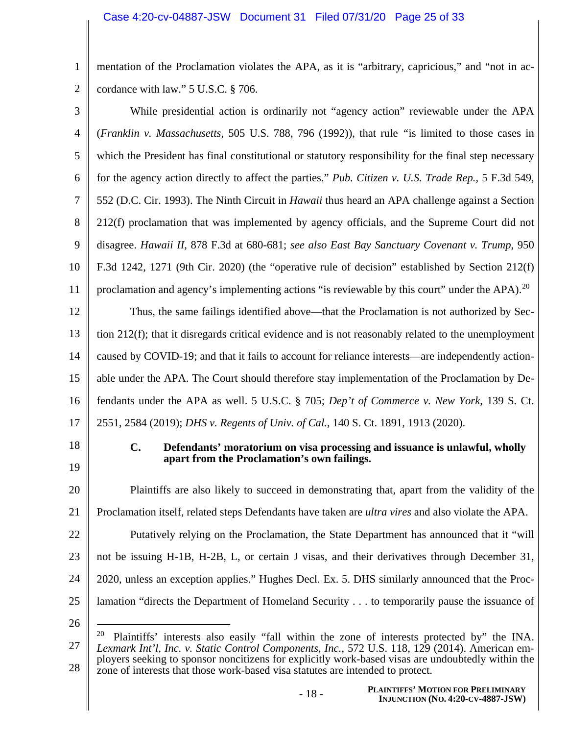mentation of the Proclamation violates the APA, as it is "arbitrary, capricious," and "not in accordance with law." 5 U.S.C. § 706.

While presidential action is ordinarily not "agency action" reviewable under the APA (*Franklin v. Massachusetts*, 505 U.S. 788, 796 (1992)), that rule "is limited to those cases in which the President has final constitutional or statutory responsibility for the final step necessary for the agency action directly to affect the parties." *Pub. Citizen v. U.S. Trade Rep.*, 5 F.3d 549, 552 (D.C. Cir. 1993). The Ninth Circuit in *Hawaii* thus heard an APA challenge against a Section 212(f) proclamation that was implemented by agency officials, and the Supreme Court did not disagree. *Hawaii II*, 878 F.3d at 680-681; *see also East Bay Sanctuary Covenant v. Trump*, 950 F.3d 1242, 1271 (9th Cir. 2020) (the "operative rule of decision" established by Section 212(f) proclamation and agency's implementing actions "is reviewable by this court" under the APA).[20]

Thus, the same failings identified above—that the Proclamation is not authorized by Section 212(f); that it disregards critical evidence and is not reasonably related to the unemployment caused by COVID-19; and that it fails to account for reliance interests—are independently actionable under the APA. The Court should therefore stay implementation of the Proclamation by Defendants under the APA as well. 5 U.S.C. § 705; *Dep't of Commerce v. New York*, 139 S. Ct. 2551, 2584 (2019); *DHS v. Regents of Univ. of Cal.*, 140 S. Ct. 1891, 1913 (2020).

### C. Defendants' moratorium on visa processing and issuance is unlawful, wholly apart from the Proclamation's own failings.

Plaintiffs are also likely to succeed in demonstrating that, apart from the validity of the Proclamation itself, related steps Defendants have taken are *ultra vires* and also violate the APA.

Putatively relying on the Proclamation, the State Department has announced that it "will not be issuing H-1B, H-2B, L, or certain J visas, and their derivatives through December 31, 2020, unless an exception applies." Hughes Decl. Ex. 5. DHS similarly announced that the Proclamation "directs the Department of Homeland Security . . . to temporarily pause the issuance of

---

[20] Plaintiffs' interests also easily "fall within the zone of interests protected by" the INA. *Lexmark Int'l, Inc. v. Static Control Components, Inc.*, 572 U.S. 118, 129 (2014). American employers seeking to sponsor noncitizens for explicitly work-based visas are undoubtedly within the zone of interests that those work-based visa statutes are intended to protect.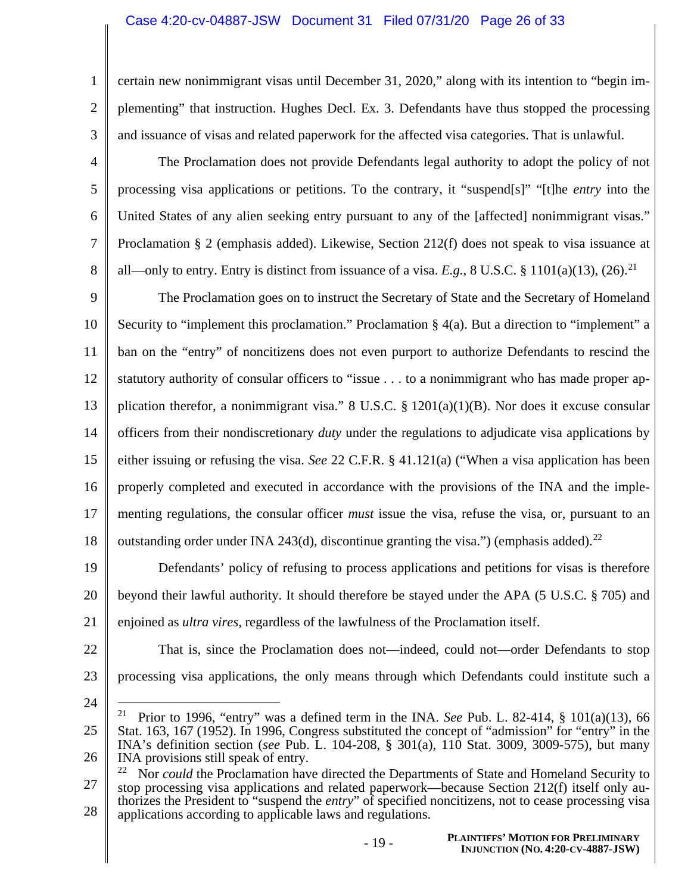certain new nonimmigrant visas until December 31, 2020," along with its intention to "begin implementing" that instruction. Hughes Decl. Ex. 3. Defendants have thus stopped the processing and issuance of visas and related paperwork for the affected visa categories. That is unlawful.

The Proclamation does not provide Defendants legal authority to adopt the policy of not processing visa applications or petitions. To the contrary, it "suspend[s]" "[t]he *entry* into the United States of any alien seeking entry pursuant to any of the [affected] nonimmigrant visas." Proclamation § 2 (emphasis added). Likewise, Section 212(f) does not speak to visa issuance at all—only to entry. Entry is distinct from issuance of a visa. *E.g.*, 8 U.S.C. § 1101(a)(13), (26).[21]

The Proclamation goes on to instruct the Secretary of State and the Secretary of Homeland Security to "implement this proclamation." Proclamation § 4(a). But a direction to "implement" a ban on the "entry" of noncitizens does not even purport to authorize Defendants to rescind the statutory authority of consular officers to "issue . . . to a nonimmigrant who has made proper application therefor, a nonimmigrant visa." 8 U.S.C. § 1201(a)(1)(B). Nor does it excuse consular officers from their nondiscretionary *duty* under the regulations to adjudicate visa applications by either issuing or refusing the visa. *See* 22 C.F.R. § 41.121(a) ("When a visa application has been properly completed and executed in accordance with the provisions of the INA and the implementing regulations, the consular officer *must* issue the visa, refuse the visa, or, pursuant to an outstanding order under INA 243(d), discontinue granting the visa.") (emphasis added).[22]

Defendants' policy of refusing to process applications and petitions for visas is therefore beyond their lawful authority. It should therefore be stayed under the APA (5 U.S.C. § 705) and enjoined as *ultra vires*, regardless of the lawfulness of the Proclamation itself.

That is, since the Proclamation does not—indeed, could not—order Defendants to stop processing visa applications, the only means through which Defendants could institute such a

---

[21] Prior to 1996, "entry" was a defined term in the INA. *See* Pub. L. 82-414, § 101(a)(13), 66 Stat. 163, 167 (1952). In 1996, Congress substituted the concept of "admission" for "entry" in the INA's definition section (*see* Pub. L. 104-208, § 301(a), 110 Stat. 3009, 3009-575), but many INA provisions still speak of entry.

[22] Nor *could* the Proclamation have directed the Departments of State and Homeland Security to stop processing visa applications and related paperwork—because Section 212(f) itself only authorizes the President to "suspend the *entry*" of specified noncitizens, not to cease processing visa applications according to applicable laws and regulations.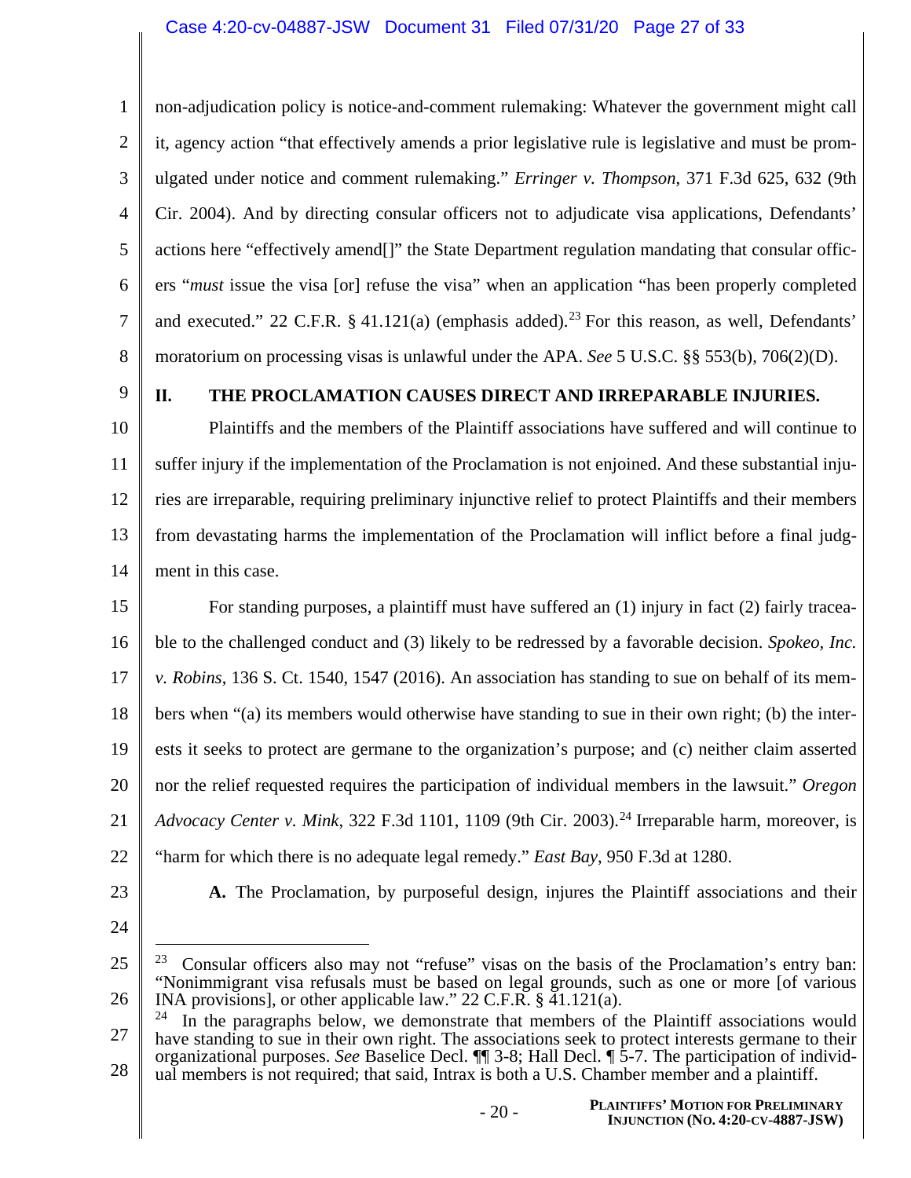non-adjudication policy is notice-and-comment rulemaking: Whatever the government might call it, agency action "that effectively amends a prior legislative rule is legislative and must be promulgated under notice and comment rulemaking." *Erringer v. Thompson*, 371 F.3d 625, 632 (9th Cir. 2004). And by directing consular officers not to adjudicate visa applications, Defendants' actions here "effectively amend[]" the State Department regulation mandating that consular officers "*must* issue the visa [or] refuse the visa" when an application "has been properly completed and executed." 22 C.F.R. § 41.121(a) (emphasis added).[23] For this reason, as well, Defendants' moratorium on processing visas is unlawful under the APA. *See* 5 U.S.C. §§ 553(b), 706(2)(D).

## II. THE PROCLAMATION CAUSES DIRECT AND IRREPARABLE INJURIES.

Plaintiffs and the members of the Plaintiff associations have suffered and will continue to suffer injury if the implementation of the Proclamation is not enjoined. And these substantial injuries are irreparable, requiring preliminary injunctive relief to protect Plaintiffs and their members from devastating harms the implementation of the Proclamation will inflict before a final judgment in this case.

For standing purposes, a plaintiff must have suffered an (1) injury in fact (2) fairly traceable to the challenged conduct and (3) likely to be redressed by a favorable decision. *Spokeo, Inc. v. Robins*, 136 S. Ct. 1540, 1547 (2016). An association has standing to sue on behalf of its members when "(a) its members would otherwise have standing to sue in their own right; (b) the interests it seeks to protect are germane to the organization's purpose; and (c) neither claim asserted nor the relief requested requires the participation of individual members in the lawsuit." *Oregon Advocacy Center v. Mink*, 322 F.3d 1101, 1109 (9th Cir. 2003).[24] Irreparable harm, moreover, is "harm for which there is no adequate legal remedy." *East Bay*, 950 F.3d at 1280.

**A.** The Proclamation, by purposeful design, injures the Plaintiff associations and their

---

[23] Consular officers also may not "refuse" visas on the basis of the Proclamation's entry ban: "Nonimmigrant visa refusals must be based on legal grounds, such as one or more [of various INA provisions], or other applicable law." 22 C.F.R. § 41.121(a).

[24] In the paragraphs below, we demonstrate that members of the Plaintiff associations would have standing to sue in their own right. The associations seek to protect interests germane to their organizational purposes. *See* Baselice Decl. ¶¶ 3-8; Hall Decl. ¶ 5-7. The participation of individual members is not required; that said, Intrax is both a U.S. Chamber member and a plaintiff.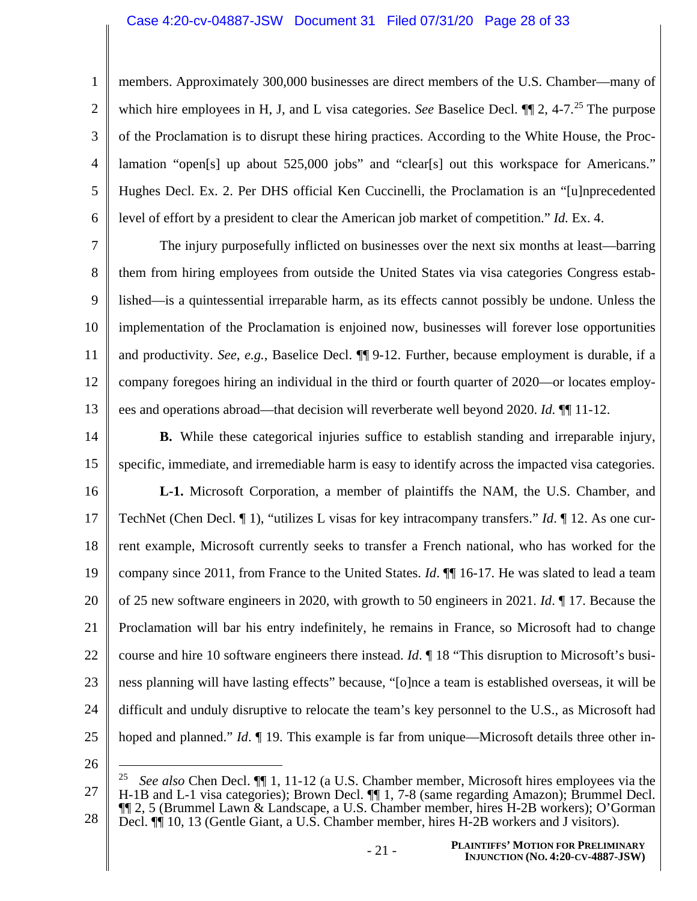members. Approximately 300,000 businesses are direct members of the U.S. Chamber—many of which hire employees in H, J, and L visa categories. *See* Baselice Decl. ¶¶ 2, 4-7.[25] The purpose of the Proclamation is to disrupt these hiring practices. According to the White House, the Proclamation "open[s] up about 525,000 jobs" and "clear[s] out this workspace for Americans." Hughes Decl. Ex. 2. Per DHS official Ken Cuccinelli, the Proclamation is an "[u]nprecedented level of effort by a president to clear the American job market of competition." *Id.* Ex. 4.

The injury purposefully inflicted on businesses over the next six months at least—barring them from hiring employees from outside the United States via visa categories Congress established—is a quintessential irreparable harm, as its effects cannot possibly be undone. Unless the implementation of the Proclamation is enjoined now, businesses will forever lose opportunities and productivity. *See*, *e.g.*, Baselice Decl. ¶¶ 9-12. Further, because employment is durable, if a company foregoes hiring an individual in the third or fourth quarter of 2020—or locates employees and operations abroad—that decision will reverberate well beyond 2020. *Id.* ¶¶ 11-12.

**B.** While these categorical injuries suffice to establish standing and irreparable injury, specific, immediate, and irremediable harm is easy to identify across the impacted visa categories.

**L-1.** Microsoft Corporation, a member of plaintiffs the NAM, the U.S. Chamber, and TechNet (Chen Decl. ¶ 1), "utilizes L visas for key intracompany transfers." *Id*. ¶ 12. As one current example, Microsoft currently seeks to transfer a French national, who has worked for the company since 2011, from France to the United States. *Id*. ¶¶ 16-17. He was slated to lead a team of 25 new software engineers in 2020, with growth to 50 engineers in 2021. *Id*. ¶ 17. Because the Proclamation will bar his entry indefinitely, he remains in France, so Microsoft had to change course and hire 10 software engineers there instead. *Id*. ¶ 18 "This disruption to Microsoft's business planning will have lasting effects" because, "[o]nce a team is established overseas, it will be difficult and unduly disruptive to relocate the team's key personnel to the U.S., as Microsoft had hoped and planned." *Id*. ¶ 19. This example is far from unique—Microsoft details three other in-

---

[25] *See also* Chen Decl. ¶¶ 1, 11-12 (a U.S. Chamber member, Microsoft hires employees via the H-1B and L-1 visa categories); Brown Decl. ¶¶ 1, 7-8 (same regarding Amazon); Brummel Decl. ¶¶ 2, 5 (Brummel Lawn & Landscape, a U.S. Chamber member, hires H-2B workers); O'Gorman Decl. ¶¶ 10, 13 (Gentle Giant, a U.S. Chamber member, hires H-2B workers and J visitors).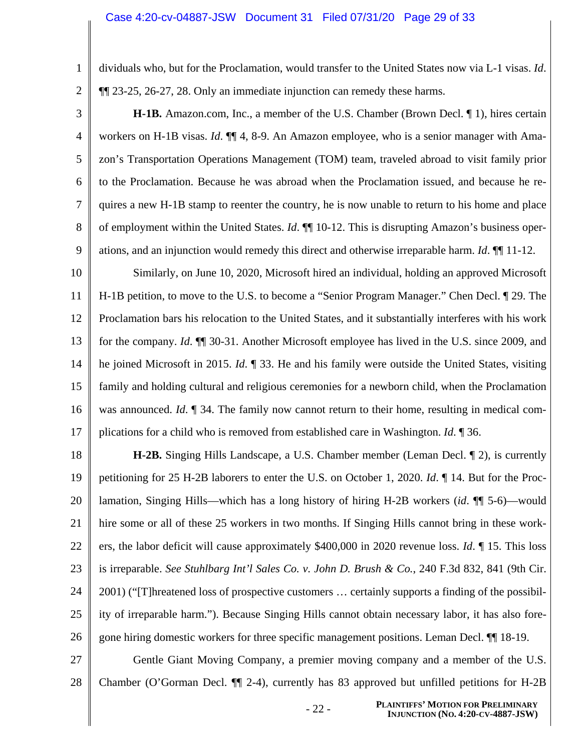dividuals who, but for the Proclamation, would transfer to the United States now via L-1 visas. *Id*. ¶¶ 23-25, 26-27, 28. Only an immediate injunction can remedy these harms.

**H-1B.** Amazon.com, Inc., a member of the U.S. Chamber (Brown Decl. ¶ 1), hires certain workers on H-1B visas. *Id*. ¶¶ 4, 8-9. An Amazon employee, who is a senior manager with Amazon's Transportation Operations Management (TOM) team, traveled abroad to visit family prior to the Proclamation. Because he was abroad when the Proclamation issued, and because he requires a new H-1B stamp to reenter the country, he is now unable to return to his home and place of employment within the United States. *Id*. ¶¶ 10-12. This is disrupting Amazon's business operations, and an injunction would remedy this direct and otherwise irreparable harm. *Id*. ¶¶ 11-12.

Similarly, on June 10, 2020, Microsoft hired an individual, holding an approved Microsoft H-1B petition, to move to the U.S. to become a "Senior Program Manager." Chen Decl. ¶ 29. The Proclamation bars his relocation to the United States, and it substantially interferes with his work for the company. *Id*. ¶¶ 30-31. Another Microsoft employee has lived in the U.S. since 2009, and he joined Microsoft in 2015. *Id*. ¶ 33. He and his family were outside the United States, visiting family and holding cultural and religious ceremonies for a newborn child, when the Proclamation was announced. *Id*. ¶ 34. The family now cannot return to their home, resulting in medical complications for a child who is removed from established care in Washington. *Id*. ¶ 36.

**H-2B.** Singing Hills Landscape, a U.S. Chamber member (Leman Decl. ¶ 2), is currently petitioning for 25 H-2B laborers to enter the U.S. on October 1, 2020. *Id*. ¶ 14. But for the Proclamation, Singing Hills—which has a long history of hiring H-2B workers (*id*. ¶¶ 5-6)—would hire some or all of these 25 workers in two months. If Singing Hills cannot bring in these workers, the labor deficit will cause approximately $400,000 in 2020 revenue loss. *Id*. ¶ 15. This loss is irreparable. *See Stuhlbarg Int'l Sales Co. v. John D. Brush & Co.*, 240 F.3d 832, 841 (9th Cir. 2001) ("[T]hreatened loss of prospective customers … certainly supports a finding of the possibility of irreparable harm."). Because Singing Hills cannot obtain necessary labor, it has also foregone hiring domestic workers for three specific management positions. Leman Decl. ¶¶ 18-19.

Gentle Giant Moving Company, a premier moving company and a member of the U.S. Chamber (O'Gorman Decl. ¶¶ 2-4), currently has 83 approved but unfilled petitions for H-2B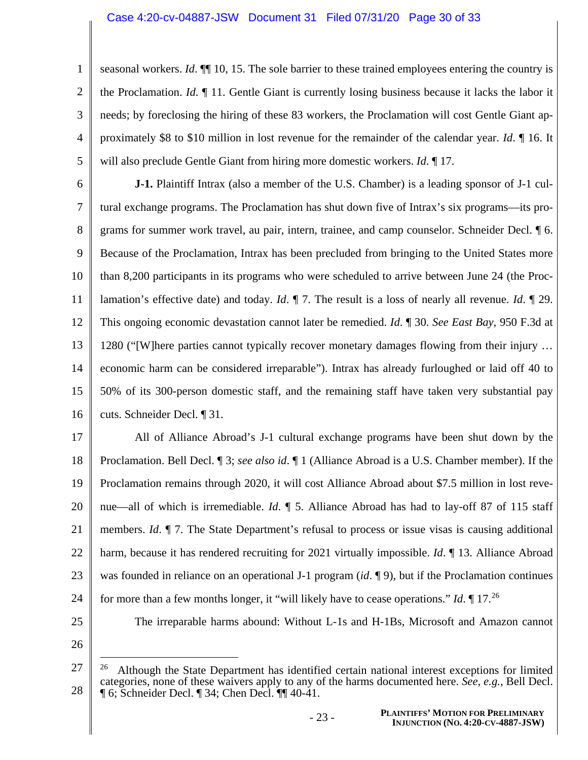seasonal workers. *Id*. ¶¶ 10, 15. The sole barrier to these trained employees entering the country is the Proclamation. *Id*. ¶ 11. Gentle Giant is currently losing business because it lacks the labor it needs; by foreclosing the hiring of these 83 workers, the Proclamation will cost Gentle Giant approximately $8 to $10 million in lost revenue for the remainder of the calendar year. *Id*. ¶ 16. It will also preclude Gentle Giant from hiring more domestic workers. *Id*. ¶ 17.

**J-1.** Plaintiff Intrax (also a member of the U.S. Chamber) is a leading sponsor of J-1 cultural exchange programs. The Proclamation has shut down five of Intrax's six programs—its programs for summer work travel, au pair, intern, trainee, and camp counselor. Schneider Decl. ¶ 6. Because of the Proclamation, Intrax has been precluded from bringing to the United States more than 8,200 participants in its programs who were scheduled to arrive between June 24 (the Proclamation's effective date) and today. *Id*. ¶ 7. The result is a loss of nearly all revenue. *Id*. ¶ 29. This ongoing economic devastation cannot later be remedied. *Id*. ¶ 30. *See East Bay*, 950 F.3d at 1280 ("[W]here parties cannot typically recover monetary damages flowing from their injury … economic harm can be considered irreparable"). Intrax has already furloughed or laid off 40 to 50% of its 300-person domestic staff, and the remaining staff have taken very substantial pay cuts. Schneider Decl. ¶ 31.

All of Alliance Abroad's J-1 cultural exchange programs have been shut down by the Proclamation. Bell Decl. ¶ 3; *see also id*. ¶ 1 (Alliance Abroad is a U.S. Chamber member). If the Proclamation remains through 2020, it will cost Alliance Abroad about $7.5 million in lost revenue—all of which is irremediable. *Id*. ¶ 5. Alliance Abroad has had to lay-off 87 of 115 staff members. *Id*. ¶ 7. The State Department's refusal to process or issue visas is causing additional harm, because it has rendered recruiting for 2021 virtually impossible. *Id*. ¶ 13. Alliance Abroad was founded in reliance on an operational J-1 program (*id*. ¶ 9), but if the Proclamation continues for more than a few months longer, it "will likely have to cease operations." *Id*. ¶ 17.[26]

The irreparable harms abound: Without L-1s and H-1Bs, Microsoft and Amazon cannot

---

[26] Although the State Department has identified certain national interest exceptions for limited categories, none of these waivers apply to any of the harms documented here. *See, e.g.*, Bell Decl. ¶ 6; Schneider Decl. ¶ 34; Chen Decl. ¶¶ 40-41.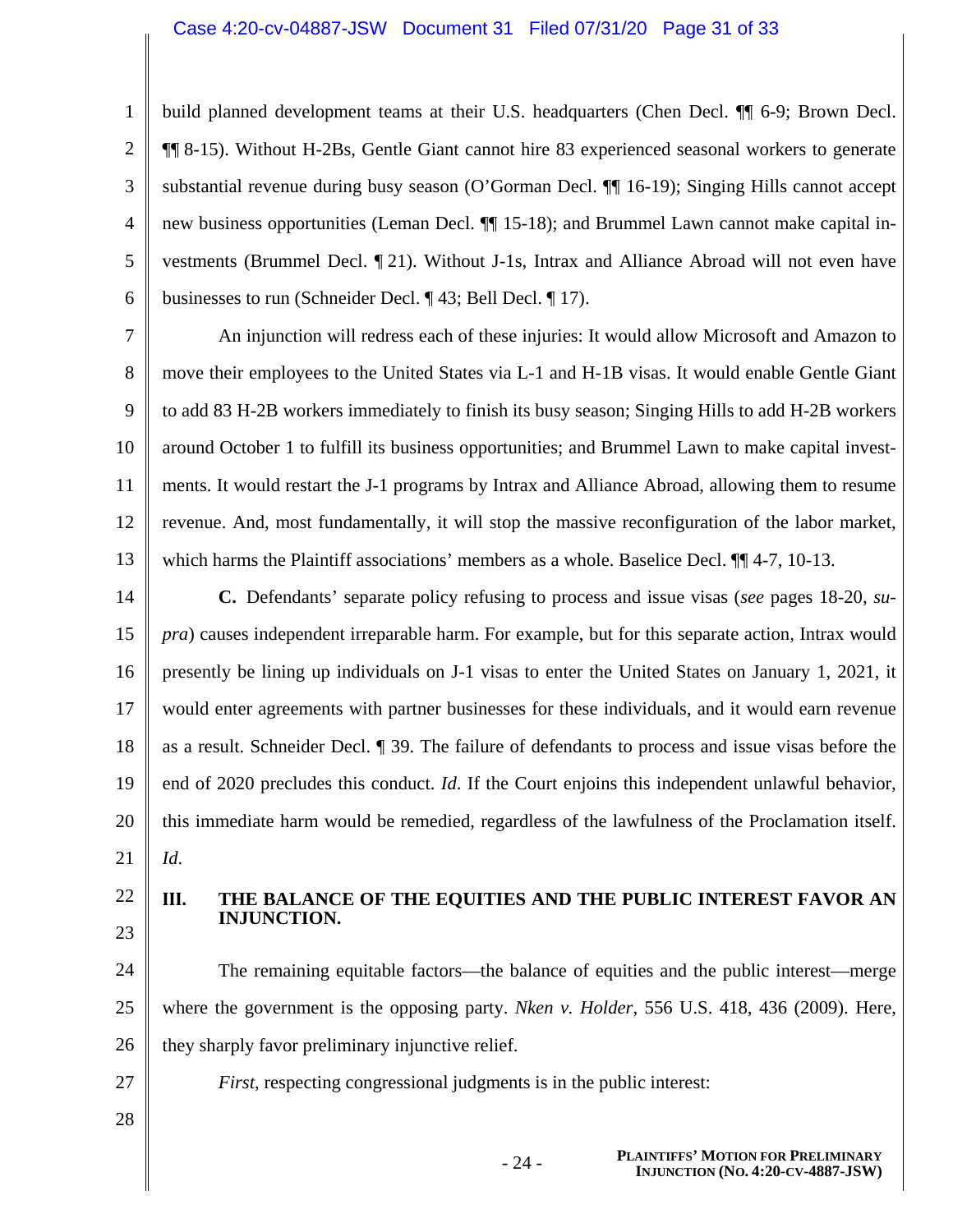build planned development teams at their U.S. headquarters (Chen Decl. ¶¶ 6-9; Brown Decl. ¶¶ 8-15). Without H-2Bs, Gentle Giant cannot hire 83 experienced seasonal workers to generate substantial revenue during busy season (O'Gorman Decl. ¶¶ 16-19); Singing Hills cannot accept new business opportunities (Leman Decl. ¶¶ 15-18); and Brummel Lawn cannot make capital investments (Brummel Decl. ¶ 21). Without J-1s, Intrax and Alliance Abroad will not even have businesses to run (Schneider Decl. ¶ 43; Bell Decl. ¶ 17).

An injunction will redress each of these injuries: It would allow Microsoft and Amazon to move their employees to the United States via L-1 and H-1B visas. It would enable Gentle Giant to add 83 H-2B workers immediately to finish its busy season; Singing Hills to add H-2B workers around October 1 to fulfill its business opportunities; and Brummel Lawn to make capital investments. It would restart the J-1 programs by Intrax and Alliance Abroad, allowing them to resume revenue. And, most fundamentally, it will stop the massive reconfiguration of the labor market, which harms the Plaintiff associations' members as a whole. Baselice Decl. ¶¶ 4-7, 10-13.

**C.** Defendants' separate policy refusing to process and issue visas (*see* pages 18-20, *supra*) causes independent irreparable harm. For example, but for this separate action, Intrax would presently be lining up individuals on J-1 visas to enter the United States on January 1, 2021, it would enter agreements with partner businesses for these individuals, and it would earn revenue as a result. Schneider Decl. ¶ 39. The failure of defendants to process and issue visas before the end of 2020 precludes this conduct. *Id*. If the Court enjoins this independent unlawful behavior, this immediate harm would be remedied, regardless of the lawfulness of the Proclamation itself. *Id*.

## III. THE BALANCE OF THE EQUITIES AND THE PUBLIC INTEREST FAVOR AN INJUNCTION.

The remaining equitable factors—the balance of equities and the public interest—merge where the government is the opposing party. *Nken v. Holder*, 556 U.S. 418, 436 (2009). Here, they sharply favor preliminary injunctive relief.

*First*, respecting congressional judgments is in the public interest: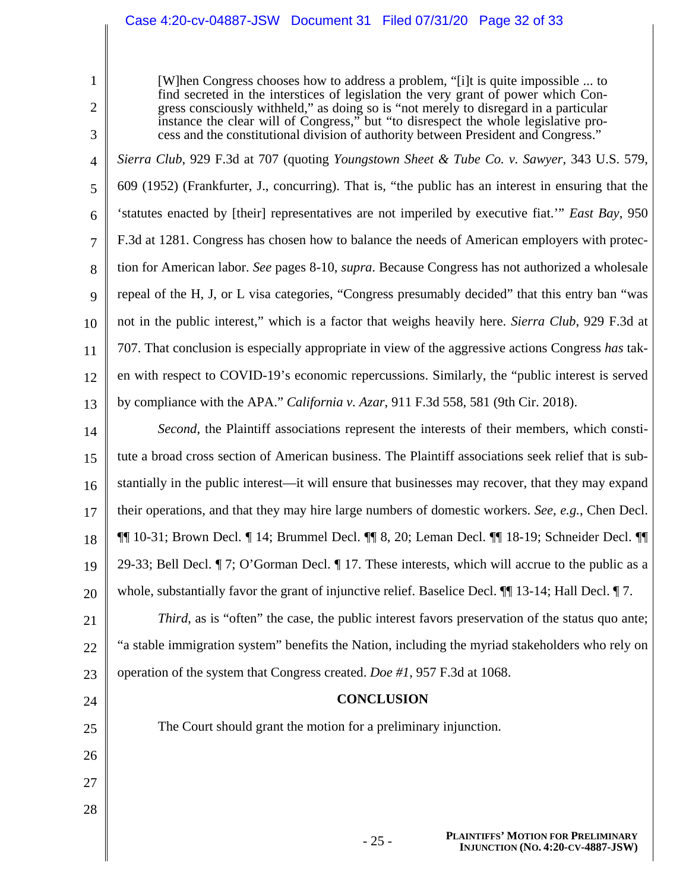> [W]hen Congress chooses how to address a problem, "[i]t is quite impossible ... to find secreted in the interstices of legislation the very grant of power which Congress consciously withheld," as doing so is "not merely to disregard in a particular instance the clear will of Congress," but "to disrespect the whole legislative process and the constitutional division of authority between President and Congress."

*Sierra Club*, 929 F.3d at 707 (quoting *Youngstown Sheet & Tube Co. v. Sawyer*, 343 U.S. 579, 609 (1952) (Frankfurter, J., concurring). That is, "the public has an interest in ensuring that the 'statutes enacted by [their] representatives are not imperiled by executive fiat.'" *East Bay*, 950 F.3d at 1281. Congress has chosen how to balance the needs of American employers with protection for American labor. *See* pages 8-10, *supra*. Because Congress has not authorized a wholesale repeal of the H, J, or L visa categories, "Congress presumably decided" that this entry ban "was not in the public interest," which is a factor that weighs heavily here. *Sierra Club*, 929 F.3d at 707. That conclusion is especially appropriate in view of the aggressive actions Congress *has* taken with respect to COVID-19's economic repercussions. Similarly, the "public interest is served by compliance with the APA." *California v. Azar*, 911 F.3d 558, 581 (9th Cir. 2018).

*Second*, the Plaintiff associations represent the interests of their members, which constitute a broad cross section of American business. The Plaintiff associations seek relief that is substantially in the public interest—it will ensure that businesses may recover, that they may expand their operations, and that they may hire large numbers of domestic workers. *See*, *e.g.*, Chen Decl. ¶¶ 10-31; Brown Decl. ¶ 14; Brummel Decl. ¶¶ 8, 20; Leman Decl. ¶¶ 18-19; Schneider Decl. ¶¶ 29-33; Bell Decl. ¶ 7; O'Gorman Decl. ¶ 17. These interests, which will accrue to the public as a whole, substantially favor the grant of injunctive relief. Baselice Decl. ¶¶ 13-14; Hall Decl. ¶ 7.

*Third*, as is "often" the case, the public interest favors preservation of the status quo ante; "a stable immigration system" benefits the Nation, including the myriad stakeholders who rely on operation of the system that Congress created. *Doe #1*, 957 F.3d at 1068.

## CONCLUSION

The Court should grant the motion for a preliminary injunction.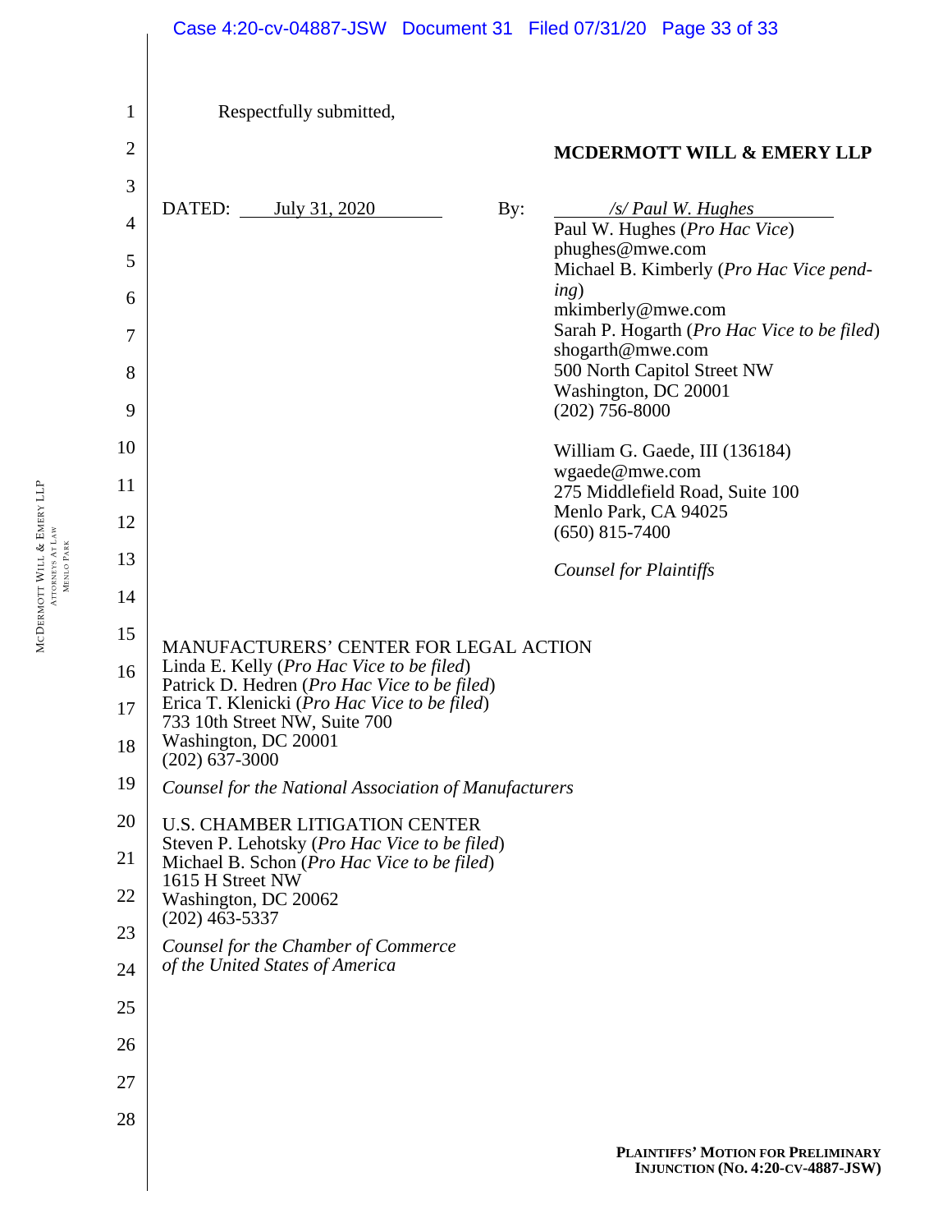Respectfully submitted,

**MCDERMOTT WILL & EMERY LLP**

DATED: July 31, 2020

By: */s/ Paul W. Hughes*
Paul W. Hughes (*Pro Hac Vice*)
phughes@mwe.com
Michael B. Kimberly (*Pro Hac Vice pending*)
mkimberly@mwe.com
Sarah P. Hogarth (*Pro Hac Vice to be filed*)
shogarth@mwe.com
500 North Capitol Street NW
Washington, DC 20001
(202) 756-8000

William G. Gaede, III (136184)
wgaede@mwe.com
275 Middlefield Road, Suite 100
Menlo Park, CA 94025
(650) 815-7400

*Counsel for Plaintiffs*

MANUFACTURERS' CENTER FOR LEGAL ACTION
Linda E. Kelly (*Pro Hac Vice to be filed*)
Patrick D. Hedren (*Pro Hac Vice to be filed*)
Erica T. Klenicki (*Pro Hac Vice to be filed*)
733 10th Street NW, Suite 700
Washington, DC 20001
(202) 637-3000

*Counsel for the National Association of Manufacturers*

U.S. CHAMBER LITIGATION CENTER
Steven P. Lehotsky (*Pro Hac Vice to be filed*)
Michael B. Schon (*Pro Hac Vice to be filed*)
1615 H Street NW
Washington, DC 20062
(202) 463-5337

*Counsel for the Chamber of Commerce of the United States of America*